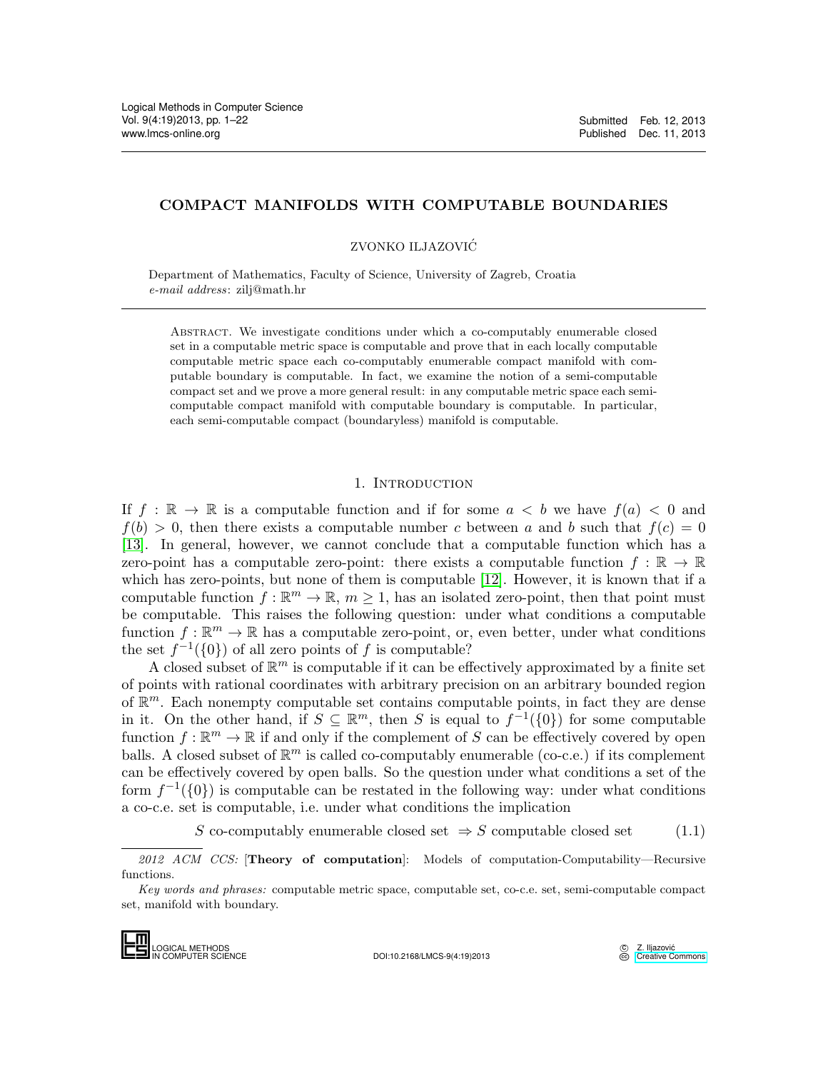# COMPACT MANIFOLDS WITH COMPUTABLE BOUNDARIES

ZVONKO ILJAZOVIĆ

Department of Mathematics, Faculty of Science, University of Zagreb, Croatia
*e-mail address*: zilj@math.hr

Abstract. We investigate conditions under which a co-computably enumerable closed set in a computable metric space is computable and prove that in each locally computable computable metric space each co-computably enumerable compact manifold with computable boundary is computable. In fact, we examine the notion of a semi-computable compact set and we prove a more general result: in any computable metric space each semi-computable compact manifold with computable boundary is computable. In particular, each semi-computable compact (boundaryless) manifold is computable.

## 1. Introduction

If $f : \mathbb{R} \to \mathbb{R}$ is a computable function and if for some $a < b$ we have $f(a) < 0$ and $f(b) > 0$, then there exists a computable number $c$ between $a$ and $b$ such that $f(c) = 0$ [13]. In general, however, we cannot conclude that a computable function which has a zero-point has a computable zero-point: there exists a computable function $f : \mathbb{R} \to \mathbb{R}$ which has zero-points, but none of them is computable [12]. However, it is known that if a computable function $f : \mathbb{R}^m \to \mathbb{R}$, $m \geq 1$, has an isolated zero-point, then that point must be computable. This raises the following question: under what conditions a computable function $f : \mathbb{R}^m \to \mathbb{R}$ has a computable zero-point, or, even better, under what conditions the set $f^{-1}(\{0\})$ of all zero points of $f$ is computable?

A closed subset of $\mathbb{R}^m$ is computable if it can be effectively approximated by a finite set of points with rational coordinates with arbitrary precision on an arbitrary bounded region of $\mathbb{R}^m$. Each nonempty computable set contains computable points, in fact they are dense in it. On the other hand, if $S \subseteq \mathbb{R}^m$, then $S$ is equal to $f^{-1}(\{0\})$ for some computable function $f : \mathbb{R}^m \to \mathbb{R}$ if and only if the complement of $S$ can be effectively covered by open balls. A closed subset of $\mathbb{R}^m$ is called co-computably enumerable (co-c.e.) if its complement can be effectively covered by open balls. So the question under what conditions a set of the form $f^{-1}(\{0\})$ is computable can be restated in the following way: under what conditions a co-c.e. set is computable, i.e. under what conditions the implication

$$S \text{ co-computably enumerable closed set } \Rightarrow S \text{ computable closed set} \tag{1.1}$$

*2012 ACM CCS:* [**Theory of computation**]: Models of computation-Computability—Recursive functions.

*Key words and phrases:* computable metric space, computable set, co-c.e. set, semi-computable compact set, manifold with boundary.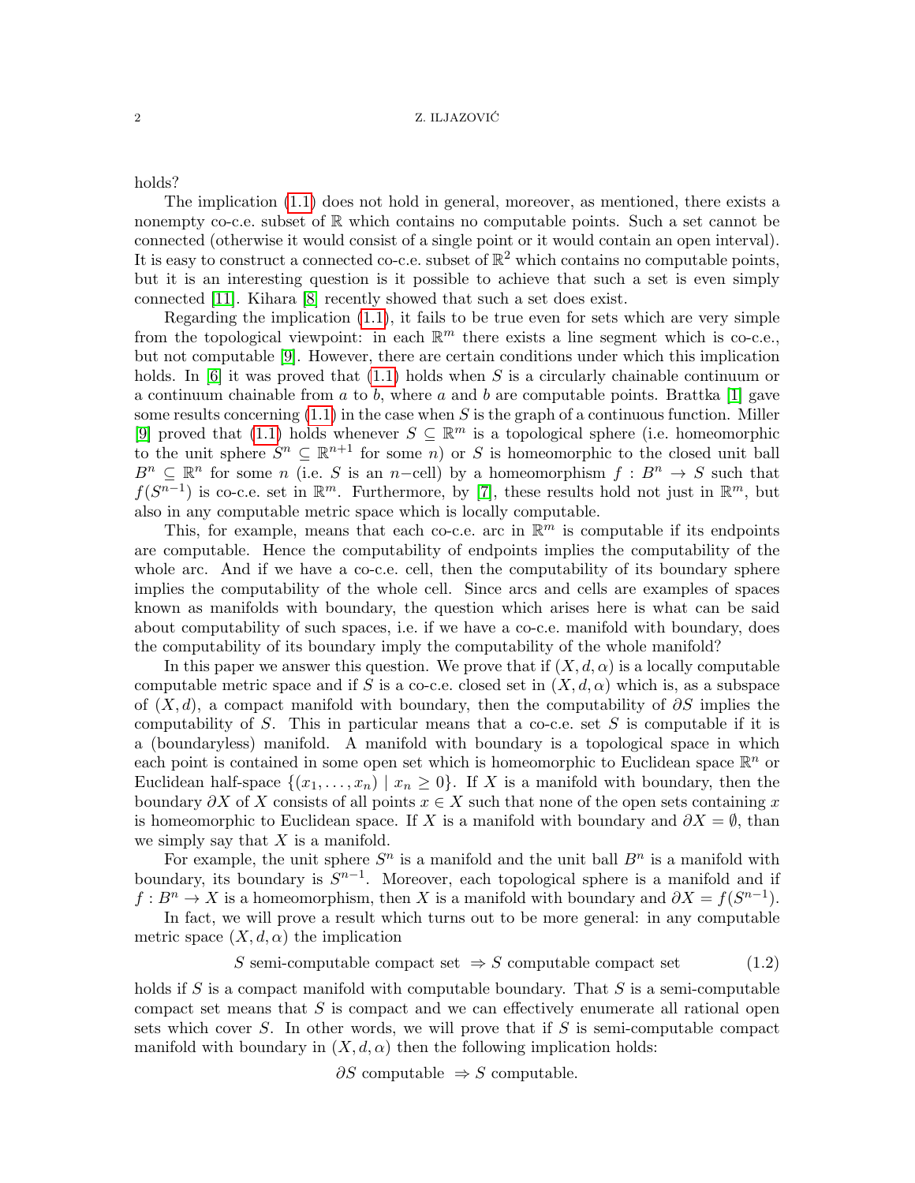holds?

The implication (1.1) does not hold in general, moreover, as mentioned, there exists a nonempty co-c.e. subset of $\mathbb{R}$ which contains no computable points. Such a set cannot be connected (otherwise it would consist of a single point or it would contain an open interval). It is easy to construct a connected co-c.e. subset of $\mathbb{R}^2$ which contains no computable points, but it is an interesting question is it possible to achieve that such a set is even simply connected [11]. Kihara [8] recently showed that such a set does exist.

Regarding the implication (1.1), it fails to be true even for sets which are very simple from the topological viewpoint: in each $\mathbb{R}^m$ there exists a line segment which is co-c.e., but not computable [9]. However, there are certain conditions under which this implication holds. In [6] it was proved that (1.1) holds when $S$ is a circularly chainable continuum or a continuum chainable from $a$ to $b$, where $a$ and $b$ are computable points. Brattka [1] gave some results concerning (1.1) in the case when $S$ is the graph of a continuous function. Miller [9] proved that (1.1) holds whenever $S \subseteq \mathbb{R}^m$ is a topological sphere (i.e. homeomorphic to the unit sphere $S^n \subseteq \mathbb{R}^{n+1}$ for some $n$) or $S$ is homeomorphic to the closed unit ball $B^n \subseteq \mathbb{R}^n$ for some $n$ (i.e. $S$ is an $n-$cell) by a homeomorphism $f : B^n \to S$ such that $f(S^{n-1})$ is co-c.e. set in $\mathbb{R}^m$. Furthermore, by [7], these results hold not just in $\mathbb{R}^m$, but also in any computable metric space which is locally computable.

This, for example, means that each co-c.e. arc in $\mathbb{R}^m$ is computable if its endpoints are computable. Hence the computability of endpoints implies the computability of the whole arc. And if we have a co-c.e. cell, then the computability of its boundary sphere implies the computability of the whole cell. Since arcs and cells are examples of spaces known as manifolds with boundary, the question which arises here is what can be said about computability of such spaces, i.e. if we have a co-c.e. manifold with boundary, does the computability of its boundary imply the computability of the whole manifold?

In this paper we answer this question. We prove that if $(X, d, \alpha)$ is a locally computable computable metric space and if $S$ is a co-c.e. closed set in $(X, d, \alpha)$ which is, as a subspace of $(X, d)$, a compact manifold with boundary, then the computability of $\partial S$ implies the computability of $S$. This in particular means that a co-c.e. set $S$ is computable if it is a (boundaryless) manifold. A manifold with boundary is a topological space in which each point is contained in some open set which is homeomorphic to Euclidean space $\mathbb{R}^n$ or Euclidean half-space $\{(x_1, \dots, x_n) \mid x_n \geq 0\}$. If $X$ is a manifold with boundary, then the boundary $\partial X$ of $X$ consists of all points $x \in X$ such that none of the open sets containing $x$ is homeomorphic to Euclidean space. If $X$ is a manifold with boundary and $\partial X = \emptyset$, than we simply say that $X$ is a manifold.

For example, the unit sphere $S^n$ is a manifold and the unit ball $B^n$ is a manifold with boundary, its boundary is $S^{n-1}$. Moreover, each topological sphere is a manifold and if $f : B^n \to X$ is a homeomorphism, then $X$ is a manifold with boundary and $\partial X = f(S^{n-1})$.

In fact, we will prove a result which turns out to be more general: in any computable metric space $(X, d, \alpha)$ the implication

$$S \text{ semi-computable compact set } \Rightarrow S \text{ computable compact set} \tag{1.2}$$

holds if $S$ is a compact manifold with computable boundary. That $S$ is a semi-computable compact set means that $S$ is compact and we can effectively enumerate all rational open sets which cover $S$. In other words, we will prove that if $S$ is semi-computable compact manifold with boundary in $(X, d, \alpha)$ then the following implication holds:

$$\partial S \text{ computable } \Rightarrow S \text{ computable.}$$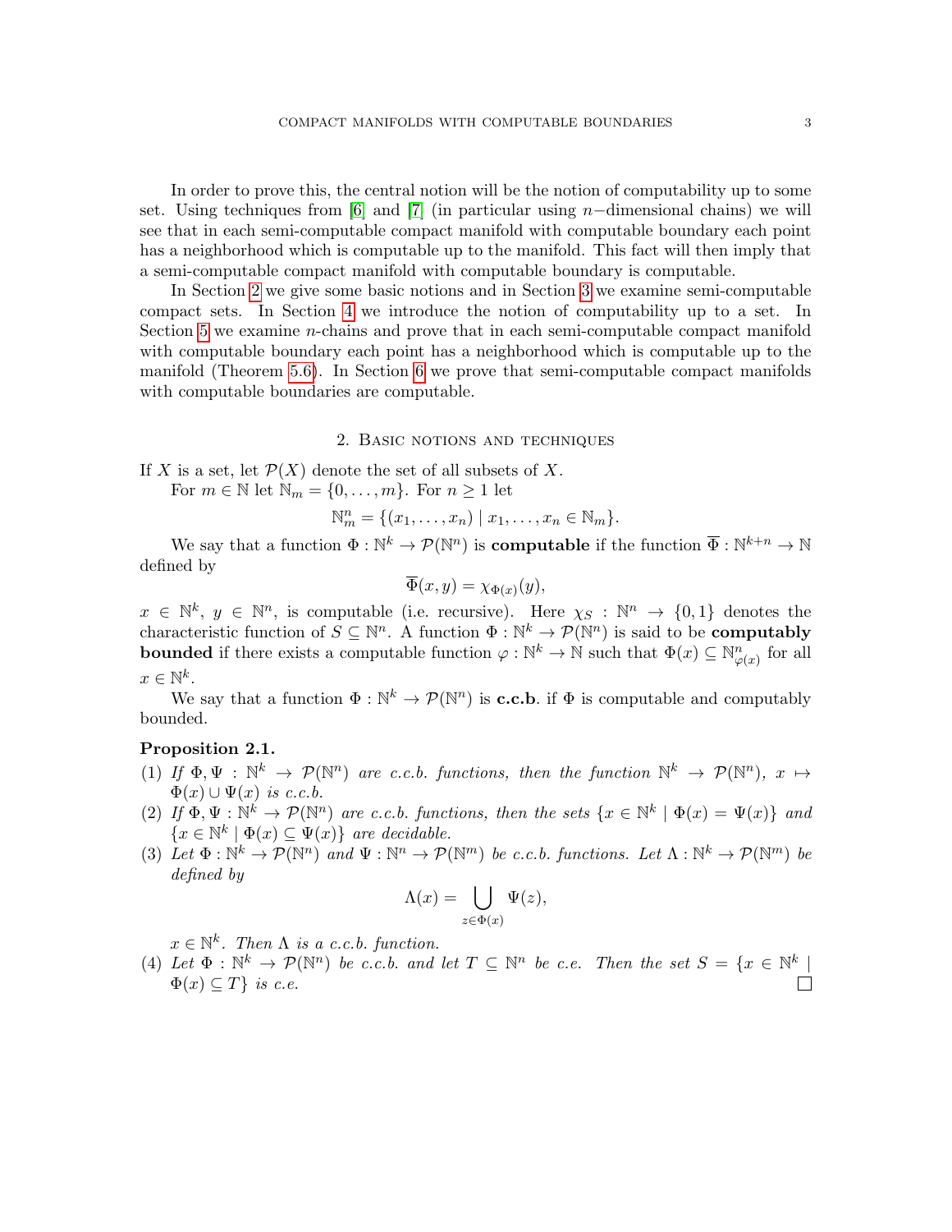In order to prove this, the central notion will be the notion of computability up to some set. Using techniques from [6] and [7] (in particular using $n-$dimensional chains) we will see that in each semi-computable compact manifold with computable boundary each point has a neighborhood which is computable up to the manifold. This fact will then imply that a semi-computable compact manifold with computable boundary is computable.

In Section 2 we give some basic notions and in Section 3 we examine semi-computable compact sets. In Section 4 we introduce the notion of computability up to a set. In Section 5 we examine $n$-chains and prove that in each semi-computable compact manifold with computable boundary each point has a neighborhood which is computable up to the manifold (Theorem 5.6). In Section 6 we prove that semi-computable compact manifolds with computable boundaries are computable.

## 2. Basic notions and techniques

If $X$ is a set, let $\mathcal{P}(X)$ denote the set of all subsets of $X$.

For $m \in \mathbb{N}$ let $\mathbb{N}_m = \{0, \dots, m\}$. For $n \geq 1$ let

$$\mathbb{N}_m^n = \{(x_1, \dots, x_n) \mid x_1, \dots, x_n \in \mathbb{N}_m\}.$$

We say that a function $\Phi : \mathbb{N}^k \to \mathcal{P}(\mathbb{N}^n)$ is **computable** if the function $\overline{\Phi} : \mathbb{N}^{k+n} \to \mathbb{N}$ defined by

$$\overline{\Phi}(x, y) = \chi_{\Phi(x)}(y),$$

$x \in \mathbb{N}^k$, $y \in \mathbb{N}^n$, is computable (i.e. recursive). Here $\chi_S : \mathbb{N}^n \to \{0, 1\}$ denotes the characteristic function of $S \subseteq \mathbb{N}^n$. A function $\Phi : \mathbb{N}^k \to \mathcal{P}(\mathbb{N}^n)$ is said to be **computably bounded** if there exists a computable function $\varphi : \mathbb{N}^k \to \mathbb{N}$ such that $\Phi(x) \subseteq \mathbb{N}^n_{\varphi(x)}$ for all $x \in \mathbb{N}^k$.

We say that a function $\Phi : \mathbb{N}^k \to \mathcal{P}(\mathbb{N}^n)$ is **c.c.b.** if $\Phi$ is computable and computably bounded.

**Proposition 2.1.**

(1) *If $\Phi, \Psi : \mathbb{N}^k \to \mathcal{P}(\mathbb{N}^n)$ are c.c.b. functions, then the function $\mathbb{N}^k \to \mathcal{P}(\mathbb{N}^n)$, $x \mapsto \Phi(x) \cup \Psi(x)$ is c.c.b.*

(2) *If $\Phi, \Psi : \mathbb{N}^k \to \mathcal{P}(\mathbb{N}^n)$ are c.c.b. functions, then the sets $\{x \in \mathbb{N}^k \mid \Phi(x) = \Psi(x)\}$ and $\{x \in \mathbb{N}^k \mid \Phi(x) \subseteq \Psi(x)\}$ are decidable.*

(3) *Let $\Phi : \mathbb{N}^k \to \mathcal{P}(\mathbb{N}^n)$ and $\Psi : \mathbb{N}^n \to \mathcal{P}(\mathbb{N}^m)$ be c.c.b. functions. Let $\Lambda : \mathbb{N}^k \to \mathcal{P}(\mathbb{N}^m)$ be defined by*

$$\Lambda(x) = \bigcup_{z \in \Phi(x)} \Psi(z),$$

*$x \in \mathbb{N}^k$. Then $\Lambda$ is a c.c.b. function.*

(4) *Let $\Phi : \mathbb{N}^k \to \mathcal{P}(\mathbb{N}^n)$ be c.c.b. and let $T \subseteq \mathbb{N}^n$ be c.e. Then the set $S = \{x \in \mathbb{N}^k \mid \Phi(x) \subseteq T\}$ is c.e.* □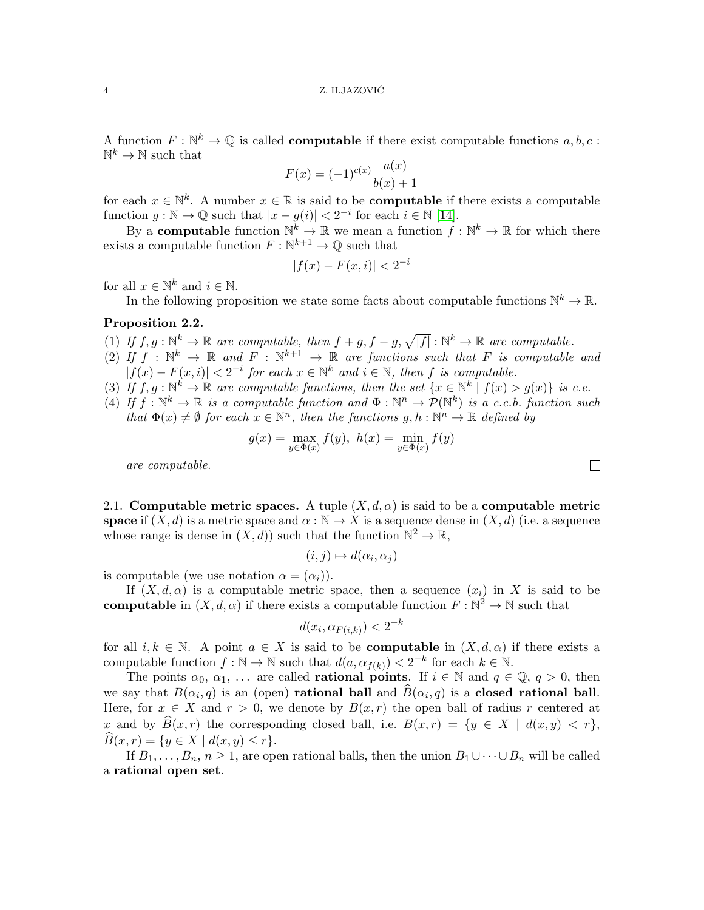A function $F : \mathbb{N}^k \to \mathbb{Q}$ is called **computable** if there exist computable functions $a, b, c : \mathbb{N}^k \to \mathbb{N}$ such that

$$F(x) = (-1)^{c(x)} \frac{a(x)}{b(x) + 1}$$

for each $x \in \mathbb{N}^k$. A number $x \in \mathbb{R}$ is said to be **computable** if there exists a computable function $g : \mathbb{N} \to \mathbb{Q}$ such that $|x - g(i)| < 2^{-i}$ for each $i \in \mathbb{N}$ [14].

By a **computable** function $\mathbb{N}^k \to \mathbb{R}$ we mean a function $f : \mathbb{N}^k \to \mathbb{R}$ for which there exists a computable function $F : \mathbb{N}^{k+1} \to \mathbb{Q}$ such that

$$|f(x) - F(x, i)| < 2^{-i}$$

for all $x \in \mathbb{N}^k$ and $i \in \mathbb{N}$.

In the following proposition we state some facts about computable functions $\mathbb{N}^k \to \mathbb{R}$.

**Proposition 2.2.**

1. *If $f, g : \mathbb{N}^k \to \mathbb{R}$ are computable, then $f + g, f - g, \sqrt{|f|} : \mathbb{N}^k \to \mathbb{R}$ are computable.*
2. *If $f : \mathbb{N}^k \to \mathbb{R}$ and $F : \mathbb{N}^{k+1} \to \mathbb{R}$ are functions such that $F$ is computable and $|f(x) - F(x, i)| < 2^{-i}$ for each $x \in \mathbb{N}^k$ and $i \in \mathbb{N}$, then $f$ is computable.*
3. *If $f, g : \mathbb{N}^k \to \mathbb{R}$ are computable functions, then the set $\{x \in \mathbb{N}^k \mid f(x) > g(x)\}$ is c.e.*
4. *If $f : \mathbb{N}^k \to \mathbb{R}$ is a computable function and $\Phi : \mathbb{N}^n \to \mathcal{P}(\mathbb{N}^k)$ is a c.c.b. function such that $\Phi(x) \neq \emptyset$ for each $x \in \mathbb{N}^n$, then the functions $g, h : \mathbb{N}^n \to \mathbb{R}$ defined by*

$$g(x) = \max_{y \in \Phi(x)} f(y), \; h(x) = \min_{y \in \Phi(x)} f(y)$$

*are computable.* □

2.1. **Computable metric spaces.** A tuple $(X, d, \alpha)$ is said to be a **computable metric space** if $(X, d)$ is a metric space and $\alpha : \mathbb{N} \to X$ is a sequence dense in $(X, d)$ (i.e. a sequence whose range is dense in $(X, d)$) such that the function $\mathbb{N}^2 \to \mathbb{R}$,

$$(i, j) \mapsto d(\alpha_i, \alpha_j)$$

is computable (we use notation $\alpha = (\alpha_i)$).

If $(X, d, \alpha)$ is a computable metric space, then a sequence $(x_i)$ in $X$ is said to be **computable** in $(X, d, \alpha)$ if there exists a computable function $F : \mathbb{N}^2 \to \mathbb{N}$ such that

$$d(x_i, \alpha_{F(i,k)}) < 2^{-k}$$

for all $i, k \in \mathbb{N}$. A point $a \in X$ is said to be **computable** in $(X, d, \alpha)$ if there exists a computable function $f : \mathbb{N} \to \mathbb{N}$ such that $d(a, \alpha_{f(k)}) < 2^{-k}$ for each $k \in \mathbb{N}$.

The points $\alpha_0, \alpha_1, \ldots$ are called **rational points**. If $i \in \mathbb{N}$ and $q \in \mathbb{Q}$, $q > 0$, then we say that $B(\alpha_i, q)$ is an (open) **rational ball** and $\widehat{B}(\alpha_i, q)$ is a **closed rational ball**. Here, for $x \in X$ and $r > 0$, we denote by $B(x, r)$ the open ball of radius $r$ centered at $x$ and by $\widehat{B}(x, r)$ the corresponding closed ball, i.e. $B(x, r) = \{y \in X \mid d(x, y) < r\}$, $\widehat{B}(x, r) = \{y \in X \mid d(x, y) \leq r\}$.

If $B_1, \ldots, B_n$, $n \geq 1$, are open rational balls, then the union $B_1 \cup \cdots \cup B_n$ will be called a **rational open set**.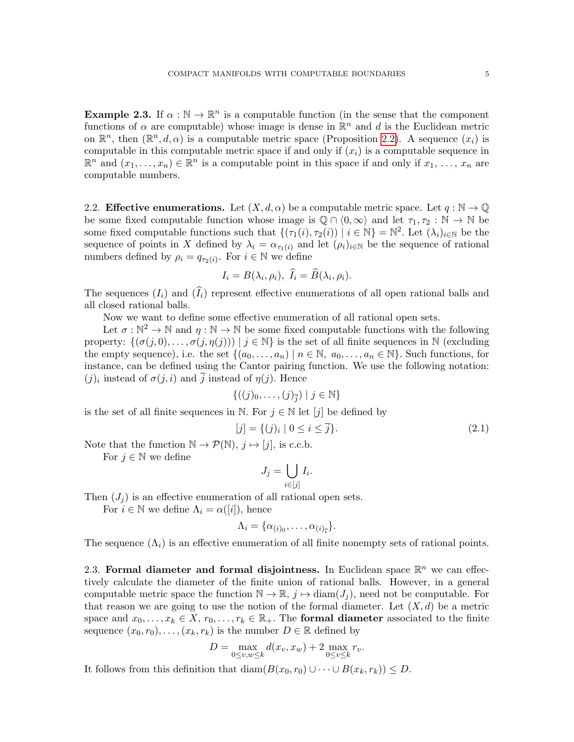**Example 2.3.** If $\alpha : \mathbb{N} \to \mathbb{R}^n$ is a computable function (in the sense that the component functions of $\alpha$ are computable) whose image is dense in $\mathbb{R}^n$ and $d$ is the Euclidean metric on $\mathbb{R}^n$, then $(\mathbb{R}^n, d, \alpha)$ is a computable metric space (Proposition 2.2). A sequence $(x_i)$ is computable in this computable metric space if and only if $(x_i)$ is a computable sequence in $\mathbb{R}^n$ and $(x_1, \dots, x_n) \in \mathbb{R}^n$ is a computable point in this space if and only if $x_1, \dots, x_n$ are computable numbers.

## 2.2. Effective enumerations.

Let $(X, d, \alpha)$ be a computable metric space. Let $q : \mathbb{N} \to \mathbb{Q}$ be some fixed computable function whose image is $\mathbb{Q} \cap \langle 0, \infty\rangle$ and let $\tau_1, \tau_2 : \mathbb{N} \to \mathbb{N}$ be some fixed computable functions such that $\{(\tau_1(i), \tau_2(i)) \mid i \in \mathbb{N}\} = \mathbb{N}^2$. Let $(\lambda_i)_{i\in\mathbb{N}}$ be the sequence of points in $X$ defined by $\lambda_i = \alpha_{\tau_1(i)}$ and let $(\rho_i)_{i\in\mathbb{N}}$ be the sequence of rational numbers defined by $\rho_i = q_{\tau_2(i)}$. For $i \in \mathbb{N}$ we define

$$I_i = B(\lambda_i, \rho_i), \ \widehat{I}_i = \widehat{B}(\lambda_i, \rho_i).$$

The sequences $(I_i)$ and $(\widehat{I}_i)$ represent effective enumerations of all open rational balls and all closed rational balls.

Now we want to define some effective enumeration of all rational open sets.

Let $\sigma : \mathbb{N}^2 \to \mathbb{N}$ and $\eta : \mathbb{N} \to \mathbb{N}$ be some fixed computable functions with the following property: $\{(\sigma(j, 0), \dots, \sigma(j, \eta(j))) \mid j \in \mathbb{N}\}$ is the set of all finite sequences in $\mathbb{N}$ (excluding the empty sequence), i.e. the set $\{(a_0, \dots, a_n) \mid n \in \mathbb{N},\ a_0, \dots, a_n \in \mathbb{N}\}$. Such functions, for instance, can be defined using the Cantor pairing function. We use the following notation: $(j)_i$ instead of $\sigma(j, i)$ and $\overline{j}$ instead of $\eta(j)$. Hence

$$\{((j)_0, \dots, (j)_{\overline{j}}) \mid j \in \mathbb{N}\}$$

is the set of all finite sequences in $\mathbb{N}$. For $j \in \mathbb{N}$ let $[j]$ be defined by

$$[j] = \{(j)_i \mid 0 \le i \le \overline{j}\}. \tag{2.1}$$

Note that the function $\mathbb{N} \to \mathcal{P}(\mathbb{N})$, $j \mapsto [j]$, is c.c.b.

For $j \in \mathbb{N}$ we define

$$J_j = \bigcup_{i\in[j]} I_i.$$

Then $(J_j)$ is an effective enumeration of all rational open sets.

For $i \in \mathbb{N}$ we define $\Lambda_i = \alpha([i])$, hence

$$\Lambda_i = \{\alpha_{(i)_0}, \dots, \alpha_{(i)_{\overline{i}}}\}.$$

The sequence $(\Lambda_i)$ is an effective enumeration of all finite nonempty sets of rational points.

## 2.3. Formal diameter and formal disjointness.

In Euclidean space $\mathbb{R}^n$ we can effectively calculate the diameter of the finite union of rational balls. However, in a general computable metric space the function $\mathbb{N} \to \mathbb{R}$, $j \mapsto \operatorname{diam}(J_j)$, need not be computable. For that reason we are going to use the notion of the formal diameter. Let $(X, d)$ be a metric space and $x_0, \dots, x_k \in X$, $r_0, \dots, r_k \in \mathbb{R}_+$. The **formal diameter** associated to the finite sequence $(x_0, r_0), \dots, (x_k, r_k)$ is the number $D \in \mathbb{R}$ defined by

$$D = \max_{0\le v,w\le k} d(x_v, x_w) + 2 \max_{0\le v\le k} r_v.$$

It follows from this definition that $\operatorname{diam}(B(x_0, r_0) \cup \dots \cup B(x_k, r_k)) \le D$.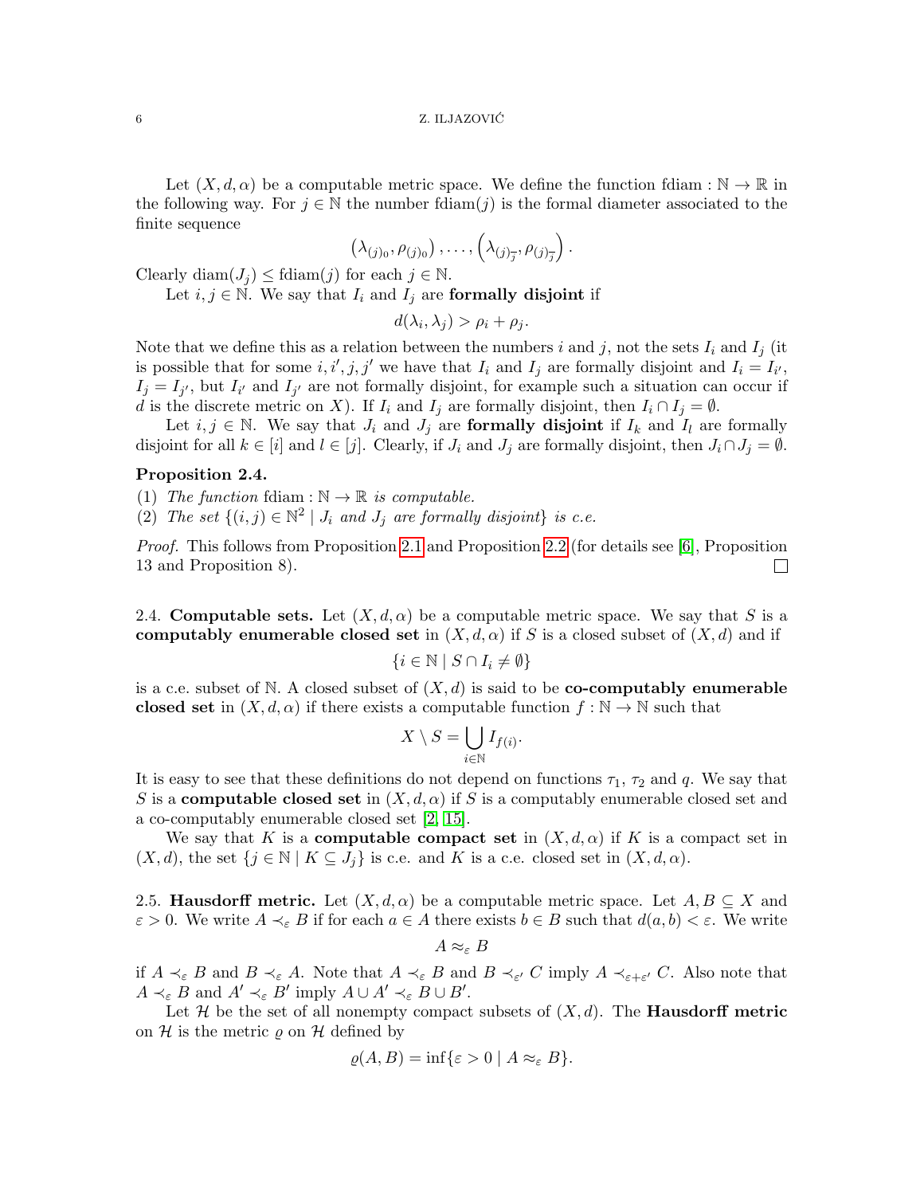Let $(X, d, \alpha)$ be a computable metric space. We define the function $\text{fdiam} : \mathbb{N} \to \mathbb{R}$ in the following way. For $j \in \mathbb{N}$ the number $\text{fdiam}(j)$ is the formal diameter associated to the finite sequence

$$\left(\lambda_{(j)_0}, \rho_{(j)_0}\right), \dots, \left(\lambda_{(j)_{\overline{j}}}, \rho_{(j)_{\overline{j}}}\right).$$

Clearly $\text{diam}(J_j) \leq \text{fdiam}(j)$ for each $j \in \mathbb{N}$.

Let $i, j \in \mathbb{N}$. We say that $I_i$ and $I_j$ are **formally disjoint** if

$$d(\lambda_i, \lambda_j) > \rho_i + \rho_j.$$

Note that we define this as a relation between the numbers $i$ and $j$, not the sets $I_i$ and $I_j$ (it is possible that for some $i, i', j, j'$ we have that $I_i$ and $I_j$ are formally disjoint and $I_i = I_{i'}$, $I_j = I_{j'}$, but $I_{i'}$ and $I_{j'}$ are not formally disjoint, for example such a situation can occur if $d$ is the discrete metric on $X$). If $I_i$ and $I_j$ are formally disjoint, then $I_i \cap I_j = \emptyset$.

Let $i, j \in \mathbb{N}$. We say that $J_i$ and $J_j$ are **formally disjoint** if $I_k$ and $I_l$ are formally disjoint for all $k \in [i]$ and $l \in [j]$. Clearly, if $J_i$ and $J_j$ are formally disjoint, then $J_i \cap J_j = \emptyset$.

**Proposition 2.4.**

(1) *The function* $\text{fdiam} : \mathbb{N} \to \mathbb{R}$ *is computable.*
(2) *The set* $\{(i, j) \in \mathbb{N}^2 \mid J_i$ *and* $J_j$ *are formally disjoint*$\}$ *is c.e.*

*Proof.* This follows from Proposition 2.1 and Proposition 2.2 (for details see [6], Proposition 13 and Proposition 8). □

2.4. **Computable sets.** Let $(X, d, \alpha)$ be a computable metric space. We say that $S$ is a **computably enumerable closed set** in $(X, d, \alpha)$ if $S$ is a closed subset of $(X, d)$ and if

$$\{i \in \mathbb{N} \mid S \cap I_i \neq \emptyset\}$$

is a c.e. subset of $\mathbb{N}$. A closed subset of $(X, d)$ is said to be **co-computably enumerable closed set** in $(X, d, \alpha)$ if there exists a computable function $f : \mathbb{N} \to \mathbb{N}$ such that

$$X \setminus S = \bigcup_{i \in \mathbb{N}} I_{f(i)}.$$

It is easy to see that these definitions do not depend on functions $\tau_1$, $\tau_2$ and $q$. We say that $S$ is a **computable closed set** in $(X, d, \alpha)$ if $S$ is a computably enumerable closed set and a co-computably enumerable closed set [2, 15].

We say that $K$ is a **computable compact set** in $(X, d, \alpha)$ if $K$ is a compact set in $(X, d)$, the set $\{j \in \mathbb{N} \mid K \subseteq J_j\}$ is c.e. and $K$ is a c.e. closed set in $(X, d, \alpha)$.

2.5. **Hausdorff metric.** Let $(X, d, \alpha)$ be a computable metric space. Let $A, B \subseteq X$ and $\varepsilon > 0$. We write $A \prec_\varepsilon B$ if for each $a \in A$ there exists $b \in B$ such that $d(a, b) < \varepsilon$. We write

$$A \approx_\varepsilon B$$

if $A \prec_\varepsilon B$ and $B \prec_\varepsilon A$. Note that $A \prec_\varepsilon B$ and $B \prec_{\varepsilon'} C$ imply $A \prec_{\varepsilon + \varepsilon'} C$. Also note that $A \prec_\varepsilon B$ and $A' \prec_\varepsilon B'$ imply $A \cup A' \prec_\varepsilon B \cup B'$.

Let $\mathcal{H}$ be the set of all nonempty compact subsets of $(X, d)$. The **Hausdorff metric** on $\mathcal{H}$ is the metric $\varrho$ on $\mathcal{H}$ defined by

$$\varrho(A, B) = \inf\{\varepsilon > 0 \mid A \approx_\varepsilon B\}.$$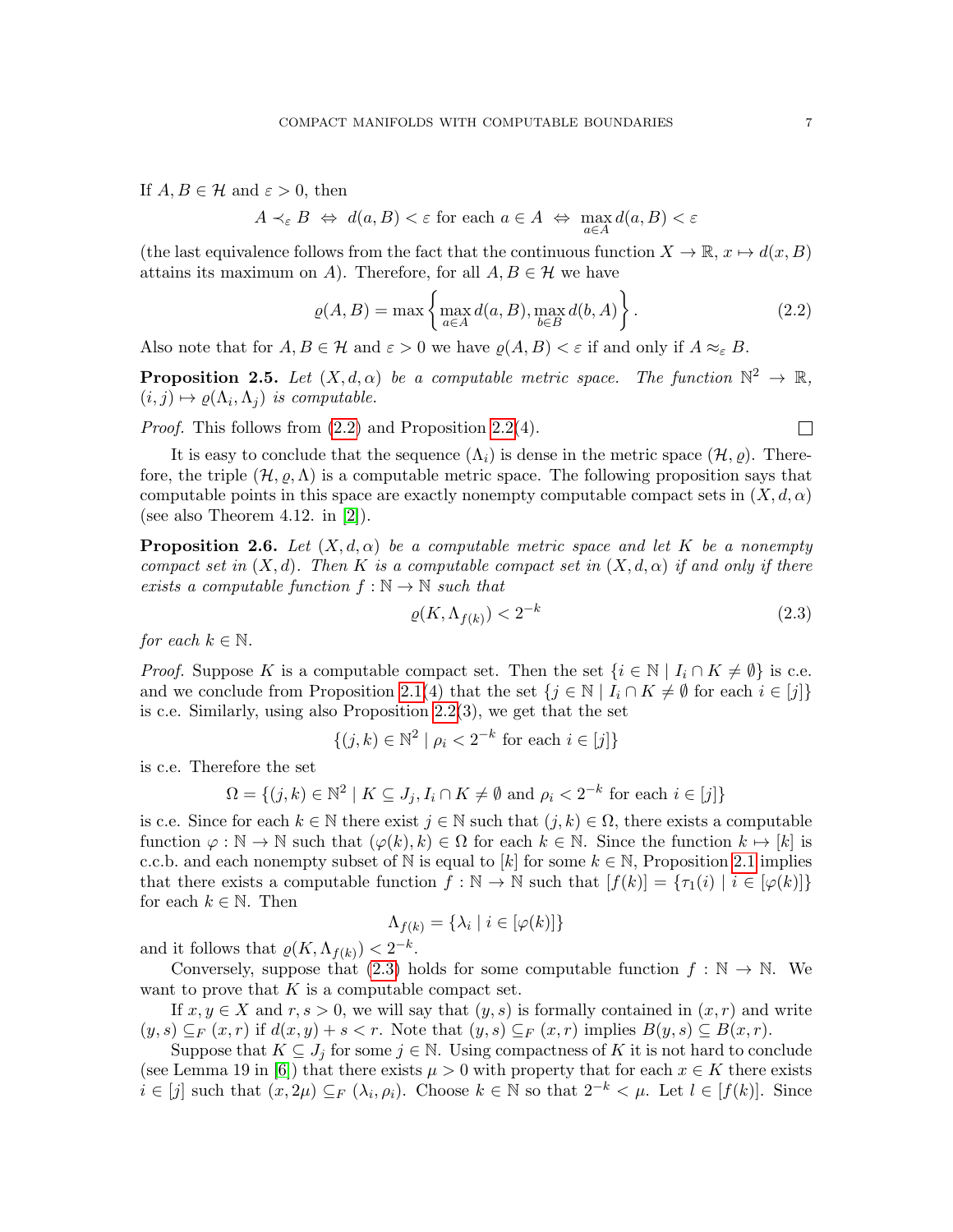If $A, B \in \mathcal{H}$ and $\varepsilon > 0$, then

$$A \prec_\varepsilon B \;\Leftrightarrow\; d(a,B) < \varepsilon \text{ for each } a \in A \;\Leftrightarrow\; \max_{a \in A} d(a,B) < \varepsilon$$

(the last equivalence follows from the fact that the continuous function $X \to \mathbb{R}$, $x \mapsto d(x, B)$ attains its maximum on $A$). Therefore, for all $A, B \in \mathcal{H}$ we have

$$\varrho(A,B) = \max\left\{ \max_{a \in A} d(a,B), \max_{b \in B} d(b,A) \right\}. \tag{2.2}$$

Also note that for $A, B \in \mathcal{H}$ and $\varepsilon > 0$ we have $\varrho(A,B) < \varepsilon$ if and only if $A \approx_\varepsilon B$.

**Proposition 2.5.** *Let $(X, d, \alpha)$ be a computable metric space. The function $\mathbb{N}^2 \to \mathbb{R}$, $(i,j) \mapsto \varrho(\Lambda_i, \Lambda_j)$ is computable.*

*Proof.* This follows from (2.2) and Proposition 2.2(4). $\square$

It is easy to conclude that the sequence $(\Lambda_i)$ is dense in the metric space $(\mathcal{H}, \varrho)$. Therefore, the triple $(\mathcal{H}, \varrho, \Lambda)$ is a computable metric space. The following proposition says that computable points in this space are exactly nonempty computable compact sets in $(X, d, \alpha)$ (see also Theorem 4.12. in [2]).

**Proposition 2.6.** *Let $(X, d, \alpha)$ be a computable metric space and let $K$ be a nonempty compact set in $(X, d)$. Then $K$ is a computable compact set in $(X, d, \alpha)$ if and only if there exists a computable function $f : \mathbb{N} \to \mathbb{N}$ such that*

$$\varrho(K, \Lambda_{f(k)}) < 2^{-k} \tag{2.3}$$

*for each $k \in \mathbb{N}$.*

*Proof.* Suppose $K$ is a computable compact set. Then the set $\{i \in \mathbb{N} \mid I_i \cap K \neq \emptyset\}$ is c.e. and we conclude from Proposition 2.1(4) that the set $\{j \in \mathbb{N} \mid I_i \cap K \neq \emptyset \text{ for each } i \in [j]\}$ is c.e. Similarly, using also Proposition 2.2(3), we get that the set

$$\{(j,k) \in \mathbb{N}^2 \mid \rho_i < 2^{-k} \text{ for each } i \in [j]\}$$

is c.e. Therefore the set

$$\Omega = \{(j,k) \in \mathbb{N}^2 \mid K \subseteq J_j, I_i \cap K \neq \emptyset \text{ and } \rho_i < 2^{-k} \text{ for each } i \in [j]\}$$

is c.e. Since for each $k \in \mathbb{N}$ there exist $j \in \mathbb{N}$ such that $(j,k) \in \Omega$, there exists a computable function $\varphi : \mathbb{N} \to \mathbb{N}$ such that $(\varphi(k), k) \in \Omega$ for each $k \in \mathbb{N}$. Since the function $k \mapsto [k]$ is c.c.b. and each nonempty subset of $\mathbb{N}$ is equal to $[k]$ for some $k \in \mathbb{N}$, Proposition 2.1 implies that there exists a computable function $f : \mathbb{N} \to \mathbb{N}$ such that $[f(k)] = \{\tau_1(i) \mid i \in [\varphi(k)]\}$ for each $k \in \mathbb{N}$. Then

$$\Lambda_{f(k)} = \{\lambda_i \mid i \in [\varphi(k)]\}$$

and it follows that $\varrho(K, \Lambda_{f(k)}) < 2^{-k}$.

Conversely, suppose that (2.3) holds for some computable function $f : \mathbb{N} \to \mathbb{N}$. We want to prove that $K$ is a computable compact set.

If $x, y \in X$ and $r, s > 0$, we will say that $(y, s)$ is formally contained in $(x, r)$ and write $(y,s) \subseteq_F (x,r)$ if $d(x,y) + s < r$. Note that $(y,s) \subseteq_F (x,r)$ implies $B(y,s) \subseteq B(x,r)$.

Suppose that $K \subseteq J_j$ for some $j \in \mathbb{N}$. Using compactness of $K$ it is not hard to conclude (see Lemma 19 in [6]) that there exists $\mu > 0$ with property that for each $x \in K$ there exists $i \in [j]$ such that $(x, 2\mu) \subseteq_F (\lambda_i, \rho_i)$. Choose $k \in \mathbb{N}$ so that $2^{-k} < \mu$. Let $l \in [f(k)]$. Since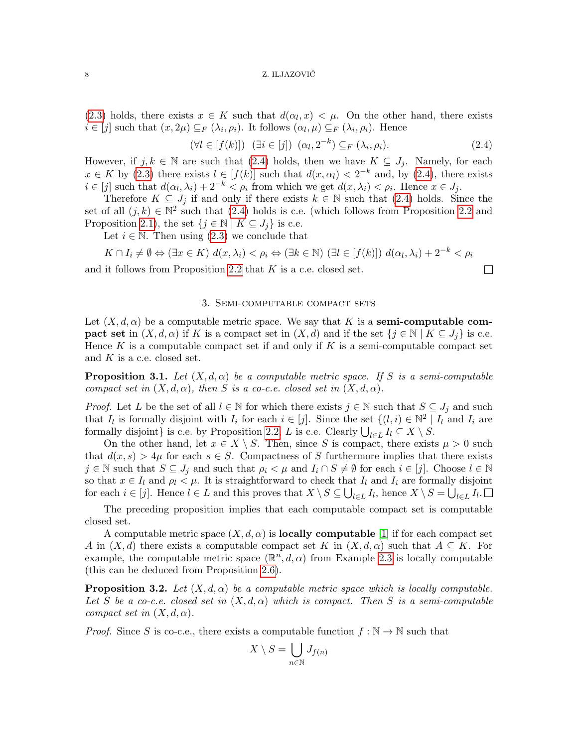(2.3) holds, there exists $x \in K$ such that $d(\alpha_l, x) < \mu$. On the other hand, there exists $i \in [j]$ such that $(x, 2\mu) \subseteq_F (\lambda_i, \rho_i)$. It follows $(\alpha_l, \mu) \subseteq_F (\lambda_i, \rho_i)$. Hence

$$(\forall l \in [f(k)]) \ (\exists i \in [j]) \ (\alpha_l, 2^{-k}) \subseteq_F (\lambda_i, \rho_i). \tag{2.4}$$

However, if $j, k \in \mathbb{N}$ are such that (2.4) holds, then we have $K \subseteq J_j$. Namely, for each $x \in K$ by (2.3) there exists $l \in [f(k)]$ such that $d(x, \alpha_l) < 2^{-k}$ and, by (2.4), there exists $i \in [j]$ such that $d(\alpha_l, \lambda_i) + 2^{-k} < \rho_i$ from which we get $d(x, \lambda_i) < \rho_i$. Hence $x \in J_j$.

Therefore $K \subseteq J_j$ if and only if there exists $k \in \mathbb{N}$ such that (2.4) holds. Since the set of all $(j, k) \in \mathbb{N}^2$ such that (2.4) holds is c.e. (which follows from Proposition 2.2 and Proposition 2.1), the set $\{j \in \mathbb{N} \mid K \subseteq J_j\}$ is c.e.

Let $i \in \mathbb{N}$. Then using (2.3) we conclude that

$$K \cap I_i \neq \emptyset \Leftrightarrow (\exists x \in K) \ d(x, \lambda_i) < \rho_i \Leftrightarrow (\exists k \in \mathbb{N}) \ (\exists l \in [f(k)]) \ d(\alpha_l, \lambda_i) + 2^{-k} < \rho_i$$

and it follows from Proposition 2.2 that $K$ is a c.e. closed set. □

## 3. Semi-computable compact sets

Let $(X, d, \alpha)$ be a computable metric space. We say that $K$ is a **semi-computable compact set** in $(X, d, \alpha)$ if $K$ is a compact set in $(X, d)$ and if the set $\{j \in \mathbb{N} \mid K \subseteq J_j\}$ is c.e. Hence $K$ is a computable compact set if and only if $K$ is a semi-computable compact set and $K$ is a c.e. closed set.

**Proposition 3.1.** *Let $(X, d, \alpha)$ be a computable metric space. If $S$ is a semi-computable compact set in $(X, d, \alpha)$, then $S$ is a co-c.e. closed set in $(X, d, \alpha)$.*

*Proof.* Let $L$ be the set of all $l \in \mathbb{N}$ for which there exists $j \in \mathbb{N}$ such that $S \subseteq J_j$ and such that $I_l$ is formally disjoint with $I_i$ for each $i \in [j]$. Since the set $\{(l, i) \in \mathbb{N}^2 \mid I_l \text{ and } I_i \text{ are formally disjoint}\}$ is c.e. by Proposition 2.2, $L$ is c.e. Clearly $\bigcup_{l \in L} I_l \subseteq X \setminus S$.

On the other hand, let $x \in X \setminus S$. Then, since $S$ is compact, there exists $\mu > 0$ such that $d(x, s) > 4\mu$ for each $s \in S$. Compactness of $S$ furthermore implies that there exists $j \in \mathbb{N}$ such that $S \subseteq J_j$ and such that $\rho_i < \mu$ and $I_i \cap S \neq \emptyset$ for each $i \in [j]$. Choose $l \in \mathbb{N}$ so that $x \in I_l$ and $\rho_l < \mu$. It is straightforward to check that $I_l$ and $I_i$ are formally disjoint for each $i \in [j]$. Hence $l \in L$ and this proves that $X \setminus S \subseteq \bigcup_{l \in L} I_l$, hence $X \setminus S = \bigcup_{l \in L} I_l$. □

The preceding proposition implies that each computable compact set is computable closed set.

A computable metric space $(X, d, \alpha)$ is **locally computable** [1] if for each compact set $A$ in $(X, d)$ there exists a computable compact set $K$ in $(X, d, \alpha)$ such that $A \subseteq K$. For example, the computable metric space $(\mathbb{R}^n, d, \alpha)$ from Example 2.3 is locally computable (this can be deduced from Proposition 2.6).

**Proposition 3.2.** *Let $(X, d, \alpha)$ be a computable metric space which is locally computable. Let $S$ be a co-c.e. closed set in $(X, d, \alpha)$ which is compact. Then $S$ is a semi-computable compact set in $(X, d, \alpha)$.*

*Proof.* Since $S$ is co-c.e., there exists a computable function $f : \mathbb{N} \to \mathbb{N}$ such that

$$X \setminus S = \bigcup_{n \in \mathbb{N}} J_{f(n)}$$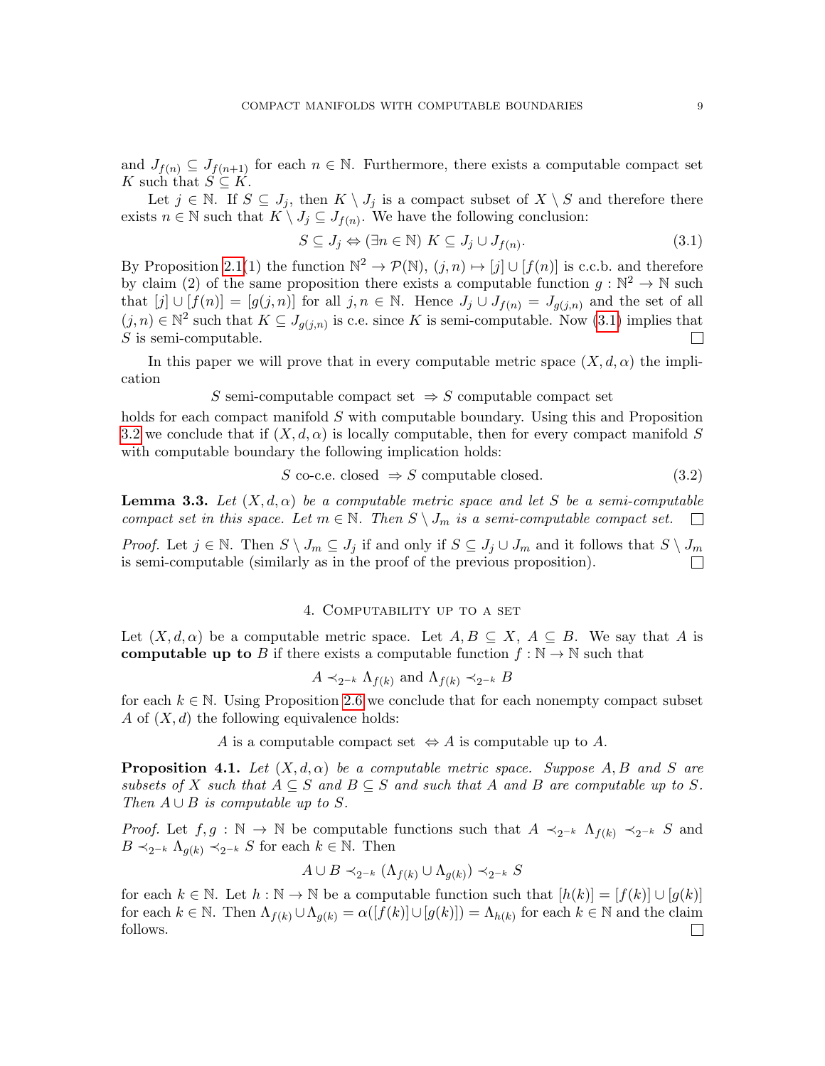and $J_{f(n)} \subseteq J_{f(n+1)}$ for each $n \in \mathbb{N}$. Furthermore, there exists a computable compact set $K$ such that $S \subseteq K$.

Let $j \in \mathbb{N}$. If $S \subseteq J_j$, then $K \setminus J_j$ is a compact subset of $X \setminus S$ and therefore there exists $n \in \mathbb{N}$ such that $K \setminus J_j \subseteq J_{f(n)}$. We have the following conclusion:

$$S \subseteq J_j \Leftrightarrow (\exists n \in \mathbb{N})\ K \subseteq J_j \cup J_{f(n)}. \tag{3.1}$$

By Proposition 2.1(1) the function $\mathbb{N}^2 \to \mathcal{P}(\mathbb{N})$, $(j, n) \mapsto [j] \cup [f(n)]$ is c.c.b. and therefore by claim (2) of the same proposition there exists a computable function $g : \mathbb{N}^2 \to \mathbb{N}$ such that $[j] \cup [f(n)] = [g(j, n)]$ for all $j, n \in \mathbb{N}$. Hence $J_j \cup J_{f(n)} = J_{g(j,n)}$ and the set of all $(j, n) \in \mathbb{N}^2$ such that $K \subseteq J_{g(j,n)}$ is c.e. since $K$ is semi-computable. Now (3.1) implies that $S$ is semi-computable. □

In this paper we will prove that in every computable metric space $(X, d, \alpha)$ the implication

$$S \text{ semi-computable compact set } \Rightarrow S \text{ computable compact set}$$

holds for each compact manifold $S$ with computable boundary. Using this and Proposition 3.2 we conclude that if $(X, d, \alpha)$ is locally computable, then for every compact manifold $S$ with computable boundary the following implication holds:

$$S \text{ co-c.e. closed } \Rightarrow S \text{ computable closed}. \tag{3.2}$$

**Lemma 3.3.** *Let $(X, d, \alpha)$ be a computable metric space and let $S$ be a semi-computable compact set in this space. Let $m \in \mathbb{N}$. Then $S \setminus J_m$ is a semi-computable compact set.* □

*Proof.* Let $j \in \mathbb{N}$. Then $S \setminus J_m \subseteq J_j$ if and only if $S \subseteq J_j \cup J_m$ and it follows that $S \setminus J_m$ is semi-computable (similarly as in the proof of the previous proposition). □

## 4. Computability up to a set

Let $(X, d, \alpha)$ be a computable metric space. Let $A, B \subseteq X$, $A \subseteq B$. We say that $A$ is **computable up to** $B$ if there exists a computable function $f : \mathbb{N} \to \mathbb{N}$ such that

$$A \prec_{2^{-k}} \Lambda_{f(k)} \text{ and } \Lambda_{f(k)} \prec_{2^{-k}} B$$

for each $k \in \mathbb{N}$. Using Proposition 2.6 we conclude that for each nonempty compact subset $A$ of $(X, d)$ the following equivalence holds:

$$A \text{ is a computable compact set } \Leftrightarrow A \text{ is computable up to } A.$$

**Proposition 4.1.** *Let $(X, d, \alpha)$ be a computable metric space. Suppose $A, B$ and $S$ are subsets of $X$ such that $A \subseteq S$ and $B \subseteq S$ and such that $A$ and $B$ are computable up to $S$. Then $A \cup B$ is computable up to $S$.*

*Proof.* Let $f, g : \mathbb{N} \to \mathbb{N}$ be computable functions such that $A \prec_{2^{-k}} \Lambda_{f(k)} \prec_{2^{-k}} S$ and $B \prec_{2^{-k}} \Lambda_{g(k)} \prec_{2^{-k}} S$ for each $k \in \mathbb{N}$. Then

$$A \cup B \prec_{2^{-k}} (\Lambda_{f(k)} \cup \Lambda_{g(k)}) \prec_{2^{-k}} S$$

for each $k \in \mathbb{N}$. Let $h : \mathbb{N} \to \mathbb{N}$ be a computable function such that $[h(k)] = [f(k)] \cup [g(k)]$ for each $k \in \mathbb{N}$. Then $\Lambda_{f(k)} \cup \Lambda_{g(k)} = \alpha([f(k)] \cup [g(k)]) = \Lambda_{h(k)}$ for each $k \in \mathbb{N}$ and the claim follows. □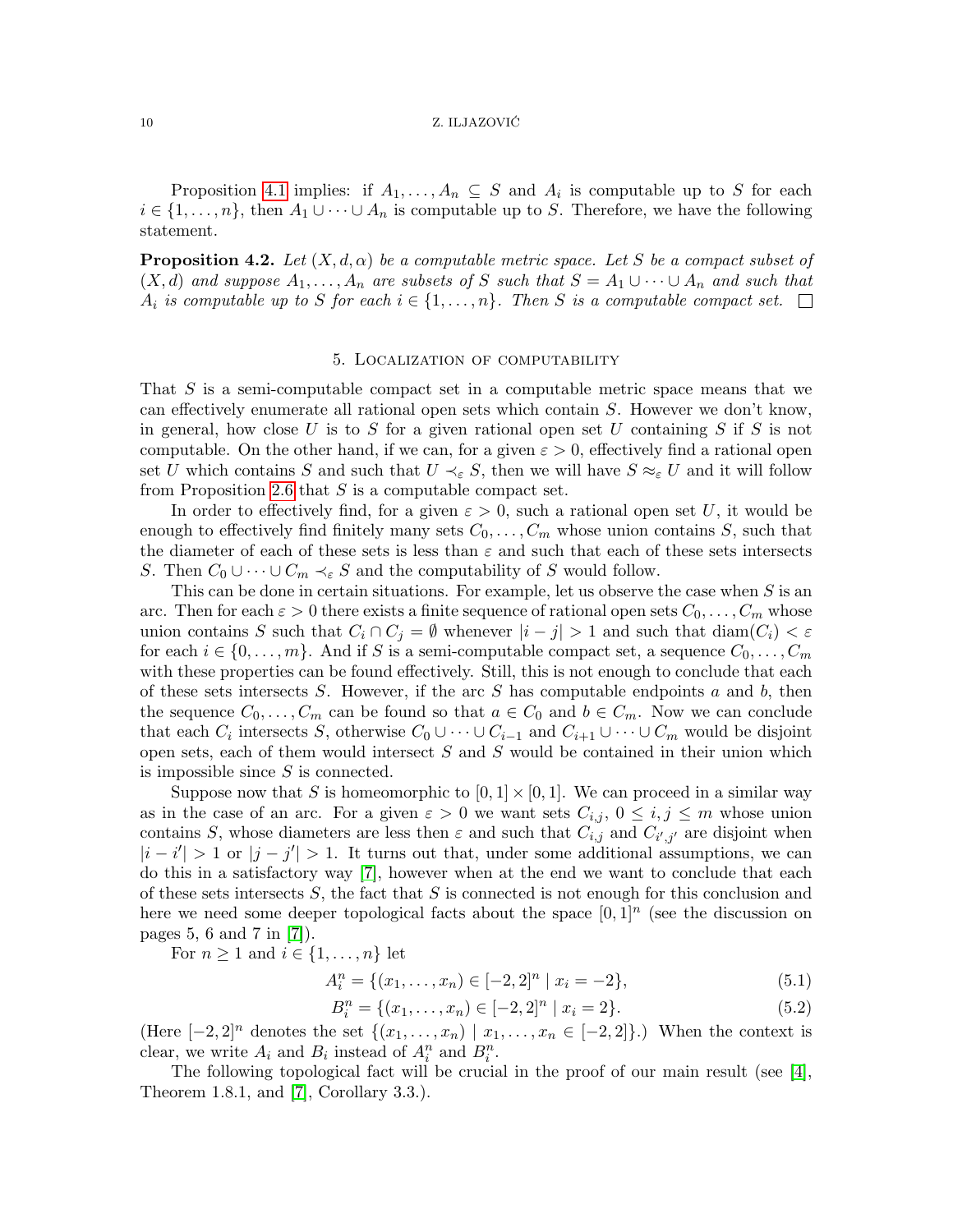Proposition 4.1 implies: if $A_1, \dots, A_n \subseteq S$ and $A_i$ is computable up to $S$ for each $i \in \{1, \dots, n\}$, then $A_1 \cup \dots \cup A_n$ is computable up to $S$. Therefore, we have the following statement.

**Proposition 4.2.** *Let $(X, d, \alpha)$ be a computable metric space. Let $S$ be a compact subset of $(X, d)$ and suppose $A_1, \dots, A_n$ are subsets of $S$ such that $S = A_1 \cup \dots \cup A_n$ and such that $A_i$ is computable up to $S$ for each $i \in \{1, \dots, n\}$. Then $S$ is a computable compact set.* □

## 5. Localization of computability

That $S$ is a semi-computable compact set in a computable metric space means that we can effectively enumerate all rational open sets which contain $S$. However we don't know, in general, how close $U$ is to $S$ for a given rational open set $U$ containing $S$ if $S$ is not computable. On the other hand, if we can, for a given $\varepsilon > 0$, effectively find a rational open set $U$ which contains $S$ and such that $U \prec_\varepsilon S$, then we will have $S \approx_\varepsilon U$ and it will follow from Proposition 2.6 that $S$ is a computable compact set.

In order to effectively find, for a given $\varepsilon > 0$, such a rational open set $U$, it would be enough to effectively find finitely many sets $C_0, \dots, C_m$ whose union contains $S$, such that the diameter of each of these sets is less than $\varepsilon$ and such that each of these sets intersects $S$. Then $C_0 \cup \dots \cup C_m \prec_\varepsilon S$ and the computability of $S$ would follow.

This can be done in certain situations. For example, let us observe the case when $S$ is an arc. Then for each $\varepsilon > 0$ there exists a finite sequence of rational open sets $C_0, \dots, C_m$ whose union contains $S$ such that $C_i \cap C_j = \emptyset$ whenever $|i - j| > 1$ and such that $\operatorname{diam}(C_i) < \varepsilon$ for each $i \in \{0, \dots, m\}$. And if $S$ is a semi-computable compact set, a sequence $C_0, \dots, C_m$ with these properties can be found effectively. Still, this is not enough to conclude that each of these sets intersects $S$. However, if the arc $S$ has computable endpoints $a$ and $b$, then the sequence $C_0, \dots, C_m$ can be found so that $a \in C_0$ and $b \in C_m$. Now we can conclude that each $C_i$ intersects $S$, otherwise $C_0 \cup \dots \cup C_{i-1}$ and $C_{i+1} \cup \dots \cup C_m$ would be disjoint open sets, each of them would intersect $S$ and $S$ would be contained in their union which is impossible since $S$ is connected.

Suppose now that $S$ is homeomorphic to $[0, 1] \times [0, 1]$. We can proceed in a similar way as in the case of an arc. For a given $\varepsilon > 0$ we want sets $C_{i,j}$, $0 \le i, j \le m$ whose union contains $S$, whose diameters are less then $\varepsilon$ and such that $C_{i,j}$ and $C_{i',j'}$ are disjoint when $|i - i'| > 1$ or $|j - j'| > 1$. It turns out that, under some additional assumptions, we can do this in a satisfactory way [7], however when at the end we want to conclude that each of these sets intersects $S$, the fact that $S$ is connected is not enough for this conclusion and here we need some deeper topological facts about the space $[0, 1]^n$ (see the discussion on pages 5, 6 and 7 in [7]).

For $n \ge 1$ and $i \in \{1, \dots, n\}$ let

$$A_i^n = \{(x_1, \dots, x_n) \in [-2, 2]^n \mid x_i = -2\}, \tag{5.1}$$

$$B_i^n = \{(x_1, \dots, x_n) \in [-2, 2]^n \mid x_i = 2\}. \tag{5.2}$$

(Here $[-2, 2]^n$ denotes the set $\{(x_1, \dots, x_n) \mid x_1, \dots, x_n \in [-2, 2]\}$.) When the context is clear, we write $A_i$ and $B_i$ instead of $A_i^n$ and $B_i^n$.

The following topological fact will be crucial in the proof of our main result (see [4], Theorem 1.8.1, and [7], Corollary 3.3.).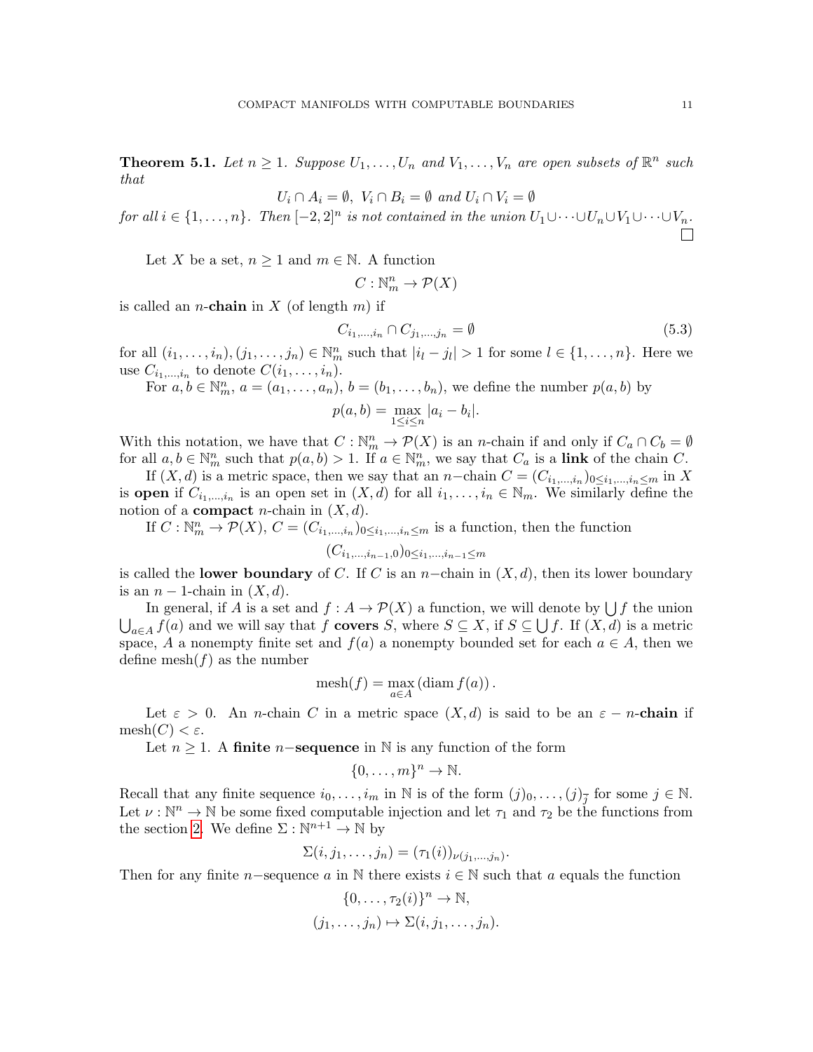**Theorem 5.1.** *Let $n \geq 1$. Suppose $U_1, \dots, U_n$ and $V_1, \dots, V_n$ are open subsets of $\mathbb{R}^n$ such that*

$$U_i \cap A_i = \emptyset, \ V_i \cap B_i = \emptyset \text{ and } U_i \cap V_i = \emptyset$$

*for all $i \in \{1, \dots, n\}$. Then $[-2, 2]^n$ is not contained in the union $U_1 \cup \dots \cup U_n \cup V_1 \cup \dots \cup V_n$.* □

Let $X$ be a set, $n \geq 1$ and $m \in \mathbb{N}$. A function

$$C : \mathbb{N}_m^n \to \mathcal{P}(X)$$

is called an $n$-**chain** in $X$ (of length $m$) if

$$C_{i_1,\dots,i_n} \cap C_{j_1,\dots,j_n} = \emptyset \tag{5.3}$$

for all $(i_1, \dots, i_n), (j_1, \dots, j_n) \in \mathbb{N}_m^n$ such that $|i_l - j_l| > 1$ for some $l \in \{1, \dots, n\}$. Here we use $C_{i_1,\dots,i_n}$ to denote $C(i_1, \dots, i_n)$.

For $a, b \in \mathbb{N}_m^n$, $a = (a_1, \dots, a_n)$, $b = (b_1, \dots, b_n)$, we define the number $p(a, b)$ by

$$p(a, b) = \max_{1 \leq i \leq n} |a_i - b_i|.$$

With this notation, we have that $C : \mathbb{N}_m^n \to \mathcal{P}(X)$ is an $n$-chain if and only if $C_a \cap C_b = \emptyset$ for all $a, b \in \mathbb{N}_m^n$ such that $p(a, b) > 1$. If $a \in \mathbb{N}_m^n$, we say that $C_a$ is a **link** of the chain $C$.

If $(X, d)$ is a metric space, then we say that an $n-$chain $C = (C_{i_1,\dots,i_n})_{0 \leq i_1,\dots,i_n \leq m}$ in $X$ is **open** if $C_{i_1,\dots,i_n}$ is an open set in $(X, d)$ for all $i_1, \dots, i_n \in \mathbb{N}_m$. We similarly define the notion of a **compact** $n$-chain in $(X, d)$.

If $C : \mathbb{N}_m^n \to \mathcal{P}(X)$, $C = (C_{i_1,\dots,i_n})_{0 \leq i_1,\dots,i_n \leq m}$ is a function, then the function

$$(C_{i_1,\dots,i_{n-1},0})_{0 \leq i_1,\dots,i_{n-1} \leq m}$$

is called the **lower boundary** of $C$. If $C$ is an $n-$chain in $(X, d)$, then its lower boundary is an $n-1$-chain in $(X, d)$.

In general, if $A$ is a set and $f : A \to \mathcal{P}(X)$ a function, we will denote by $\bigcup f$ the union $\bigcup_{a \in A} f(a)$ and we will say that $f$ **covers** $S$, where $S \subseteq X$, if $S \subseteq \bigcup f$. If $(X, d)$ is a metric space, $A$ a nonempty finite set and $f(a)$ a nonempty bounded set for each $a \in A$, then we define $\operatorname{mesh}(f)$ as the number

$$\operatorname{mesh}(f) = \max_{a \in A} (\operatorname{diam} f(a)).$$

Let $\varepsilon > 0$. An $n$-chain $C$ in a metric space $(X, d)$ is said to be an $\varepsilon - n$-**chain** if $\operatorname{mesh}(C) < \varepsilon$.

Let $n \geq 1$. A **finite** $n-$**sequence** in $\mathbb{N}$ is any function of the form

$$\{0, \dots, m\}^n \to \mathbb{N}.$$

Recall that any finite sequence $i_0, \dots, i_m$ in $\mathbb{N}$ is of the form $(j)_0, \dots, (j)_{\overline{j}}$ for some $j \in \mathbb{N}$. Let $\nu : \mathbb{N}^n \to \mathbb{N}$ be some fixed computable injection and let $\tau_1$ and $\tau_2$ be the functions from the section 2. We define $\Sigma : \mathbb{N}^{n+1} \to \mathbb{N}$ by

$$\Sigma(i, j_1, \dots, j_n) = (\tau_1(i))_{\nu(j_1,\dots,j_n)}.$$

Then for any finite $n-$sequence $a$ in $\mathbb{N}$ there exists $i \in \mathbb{N}$ such that $a$ equals the function

$$\{0, \dots, \tau_2(i)\}^n \to \mathbb{N},$$

$$(j_1, \dots, j_n) \mapsto \Sigma(i, j_1, \dots, j_n).$$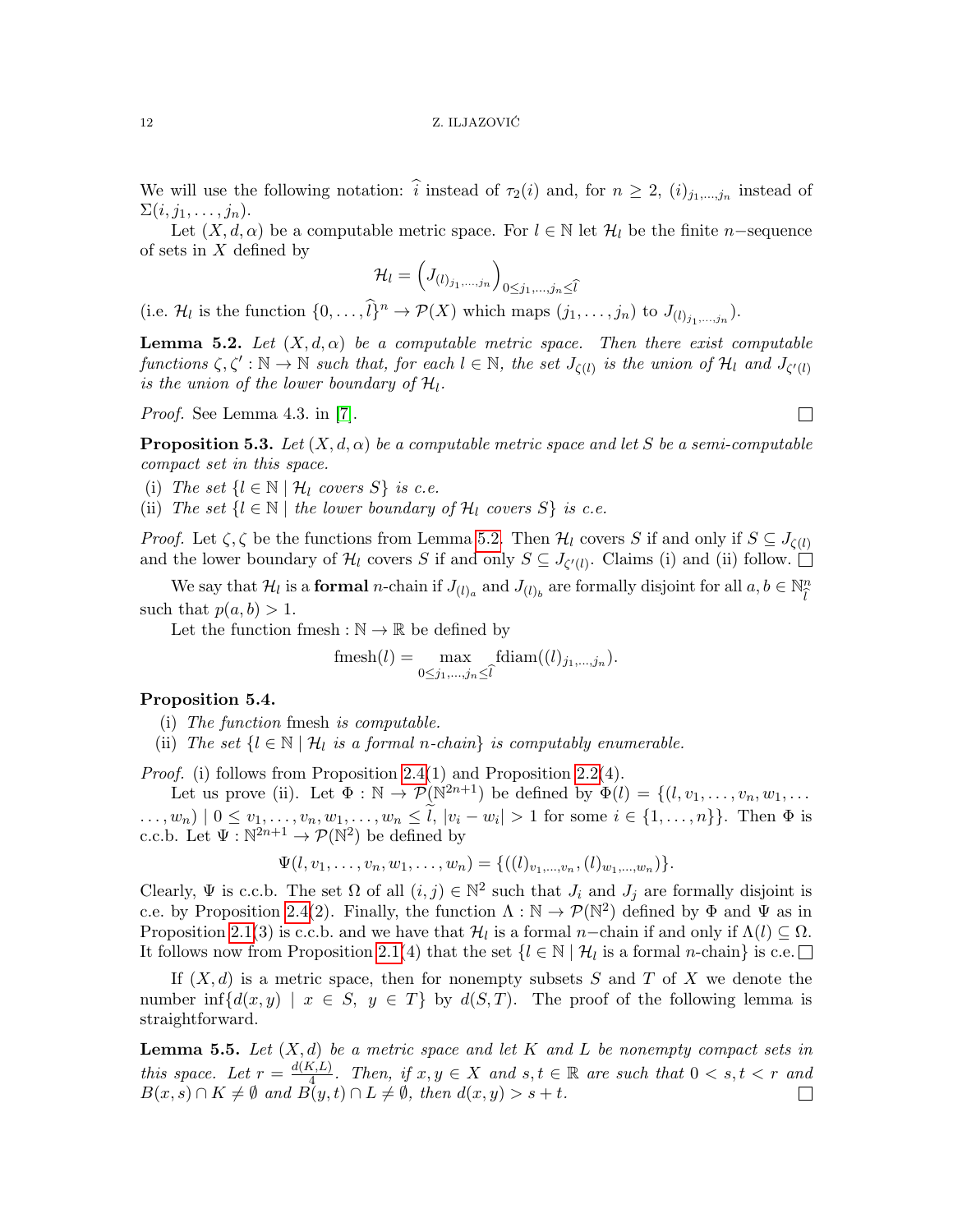We will use the following notation: $\widehat{i}$ instead of $\tau_2(i)$ and, for $n \geq 2$, $(i)_{j_1,\dots,j_n}$ instead of $\Sigma(i, j_1, \dots, j_n)$.

Let $(X, d, \alpha)$ be a computable metric space. For $l \in \mathbb{N}$ let $\mathcal{H}_l$ be the finite $n-$sequence of sets in $X$ defined by

$$\mathcal{H}_l = \left(J_{(l)_{j_1,\dots,j_n}}\right)_{0 \leq j_1,\dots,j_n \leq \widehat{l}}$$

(i.e. $\mathcal{H}_l$ is the function $\{0,\dots,\widehat{l}\}^n \to \mathcal{P}(X)$ which maps $(j_1,\dots,j_n)$ to $J_{(l)_{j_1,\dots,j_n}}$).

**Lemma 5.2.** *Let $(X, d, \alpha)$ be a computable metric space. Then there exist computable functions $\zeta, \zeta' : \mathbb{N} \to \mathbb{N}$ such that, for each $l \in \mathbb{N}$, the set $J_{\zeta(l)}$ is the union of $\mathcal{H}_l$ and $J_{\zeta'(l)}$ is the union of the lower boundary of $\mathcal{H}_l$.*

*Proof.* See Lemma 4.3. in [7]. $\square$

**Proposition 5.3.** *Let $(X, d, \alpha)$ be a computable metric space and let $S$ be a semi-computable compact set in this space.*

(i) *The set $\{l \in \mathbb{N} \mid \mathcal{H}_l \text{ covers } S\}$ is c.e.*
(ii) *The set $\{l \in \mathbb{N} \mid \text{the lower boundary of } \mathcal{H}_l \text{ covers } S\}$ is c.e.*

*Proof.* Let $\zeta, \zeta$ be the functions from Lemma 5.2. Then $\mathcal{H}_l$ covers $S$ if and only if $S \subseteq J_{\zeta(l)}$ and the lower boundary of $\mathcal{H}_l$ covers $S$ if and only $S \subseteq J_{\zeta'(l)}$. Claims (i) and (ii) follow. $\square$

We say that $\mathcal{H}_l$ is a **formal** $n$-chain if $J_{(l)_a}$ and $J_{(l)_b}$ are formally disjoint for all $a, b \in \mathbb{N}^n_{\widehat{l}}$ such that $p(a, b) > 1$.

Let the function fmesh : $\mathbb{N} \to \mathbb{R}$ be defined by

$$\text{fmesh}(l) = \max_{0 \leq j_1,\dots,j_n \leq \widehat{l}} \text{fdiam}((l)_{j_1,\dots,j_n}).$$

**Proposition 5.4.**

(i) *The function* fmesh *is computable.*
(ii) *The set $\{l \in \mathbb{N} \mid \mathcal{H}_l \text{ is a formal } n\text{-chain}\}$ is computably enumerable.*

*Proof.* (i) follows from Proposition 2.4(1) and Proposition 2.2(4).

Let us prove (ii). Let $\Phi : \mathbb{N} \to \mathcal{P}(\mathbb{N}^{2n+1})$ be defined by $\Phi(l) = \{(l, v_1, \dots, v_n, w_1, \dots \dots, w_n) \mid 0 \leq v_1, \dots, v_n, w_1, \dots, w_n \leq \widetilde{l}, |v_i - w_i| > 1 \text{ for some } i \in \{1, \dots, n\}\}$. Then $\Phi$ is c.c.b. Let $\Psi : \mathbb{N}^{2n+1} \to \mathcal{P}(\mathbb{N}^2)$ be defined by

$$\Psi(l, v_1, \dots, v_n, w_1, \dots, w_n) = \{((l)_{v_1,\dots,v_n}, (l)_{w_1,\dots,w_n})\}.$$

Clearly, $\Psi$ is c.c.b. The set $\Omega$ of all $(i, j) \in \mathbb{N}^2$ such that $J_i$ and $J_j$ are formally disjoint is c.e. by Proposition 2.4(2). Finally, the function $\Lambda : \mathbb{N} \to \mathcal{P}(\mathbb{N}^2)$ defined by $\Phi$ and $\Psi$ as in Proposition 2.1(3) is c.c.b. and we have that $\mathcal{H}_l$ is a formal $n-$chain if and only if $\Lambda(l) \subseteq \Omega$. It follows now from Proposition 2.1(4) that the set $\{l \in \mathbb{N} \mid \mathcal{H}_l \text{ is a formal } n\text{-chain}\}$ is c.e. $\square$

If $(X, d)$ is a metric space, then for nonempty subsets $S$ and $T$ of $X$ we denote the number $\inf\{d(x, y) \mid x \in S,\ y \in T\}$ by $d(S, T)$. The proof of the following lemma is straightforward.

**Lemma 5.5.** *Let $(X, d)$ be a metric space and let $K$ and $L$ be nonempty compact sets in this space. Let $r = \frac{d(K,L)}{4}$. Then, if $x, y \in X$ and $s, t \in \mathbb{R}$ are such that $0 < s, t < r$ and $B(x, s) \cap K \neq \emptyset$ and $B(y, t) \cap L \neq \emptyset$, then $d(x, y) > s + t$.* $\square$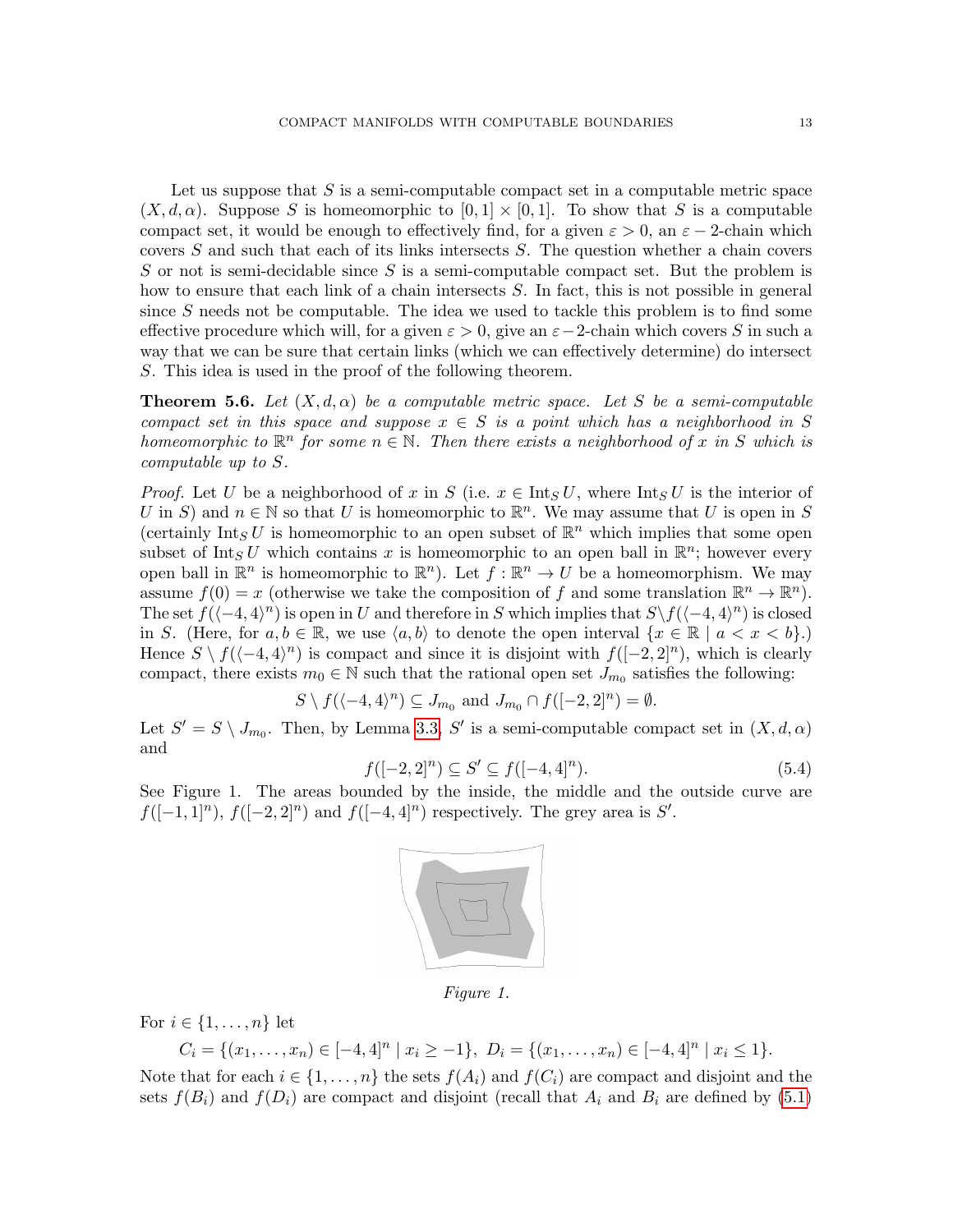Let us suppose that $S$ is a semi-computable compact set in a computable metric space $(X, d, \alpha)$. Suppose $S$ is homeomorphic to $[0, 1] \times [0, 1]$. To show that $S$ is a computable compact set, it would be enough to effectively find, for a given $\varepsilon > 0$, an $\varepsilon - 2$-chain which covers $S$ and such that each of its links intersects $S$. The question whether a chain covers $S$ or not is semi-decidable since $S$ is a semi-computable compact set. But the problem is how to ensure that each link of a chain intersects $S$. In fact, this is not possible in general since $S$ needs not be computable. The idea we used to tackle this problem is to find some effective procedure which will, for a given $\varepsilon > 0$, give an $\varepsilon-2$-chain which covers $S$ in such a way that we can be sure that certain links (which we can effectively determine) do intersect $S$. This idea is used in the proof of the following theorem.

**Theorem 5.6.** *Let $(X, d, \alpha)$ be a computable metric space. Let $S$ be a semi-computable compact set in this space and suppose $x \in S$ is a point which has a neighborhood in $S$ homeomorphic to $\mathbb{R}^n$ for some $n \in \mathbb{N}$. Then there exists a neighborhood of $x$ in $S$ which is computable up to $S$.*

*Proof.* Let $U$ be a neighborhood of $x$ in $S$ (i.e. $x \in \operatorname{Int}_S U$, where $\operatorname{Int}_S U$ is the interior of $U$ in $S$) and $n \in \mathbb{N}$ so that $U$ is homeomorphic to $\mathbb{R}^n$. We may assume that $U$ is open in $S$ (certainly $\operatorname{Int}_S U$ is homeomorphic to an open subset of $\mathbb{R}^n$ which implies that some open subset of $\operatorname{Int}_S U$ which contains $x$ is homeomorphic to an open ball in $\mathbb{R}^n$; however every open ball in $\mathbb{R}^n$ is homeomorphic to $\mathbb{R}^n$). Let $f : \mathbb{R}^n \to U$ be a homeomorphism. We may assume $f(0) = x$ (otherwise we take the composition of $f$ and some translation $\mathbb{R}^n \to \mathbb{R}^n$). The set $f(\langle -4, 4\rangle^n)$ is open in $U$ and therefore in $S$ which implies that $S \setminus f(\langle -4, 4\rangle^n)$ is closed in $S$. (Here, for $a, b \in \mathbb{R}$, we use $\langle a, b\rangle$ to denote the open interval $\{x \in \mathbb{R} \mid a < x < b\}$.) Hence $S \setminus f(\langle -4, 4\rangle^n)$ is compact and since it is disjoint with $f([-2, 2]^n)$, which is clearly compact, there exists $m_0 \in \mathbb{N}$ such that the rational open set $J_{m_0}$ satisfies the following:

$$S \setminus f(\langle -4, 4\rangle^n) \subseteq J_{m_0} \text{ and } J_{m_0} \cap f([-2, 2]^n) = \emptyset.$$

Let $S' = S \setminus J_{m_0}$. Then, by Lemma 3.3, $S'$ is a semi-computable compact set in $(X, d, \alpha)$ and

$$f([-2, 2]^n) \subseteq S' \subseteq f([-4, 4]^n). \tag{5.4}$$

See Figure 1. The areas bounded by the inside, the middle and the outside curve are $f([-1, 1]^n)$, $f([-2, 2]^n)$ and $f([-4, 4]^n)$ respectively. The grey area is $S'$.

*Figure 1.*

For $i \in \{1, \dots, n\}$ let

$$C_i = \{(x_1, \dots, x_n) \in [-4, 4]^n \mid x_i \geq -1\},\ D_i = \{(x_1, \dots, x_n) \in [-4, 4]^n \mid x_i \leq 1\}.$$

Note that for each $i \in \{1, \dots, n\}$ the sets $f(A_i)$ and $f(C_i)$ are compact and disjoint and the sets $f(B_i)$ and $f(D_i)$ are compact and disjoint (recall that $A_i$ and $B_i$ are defined by (5.1)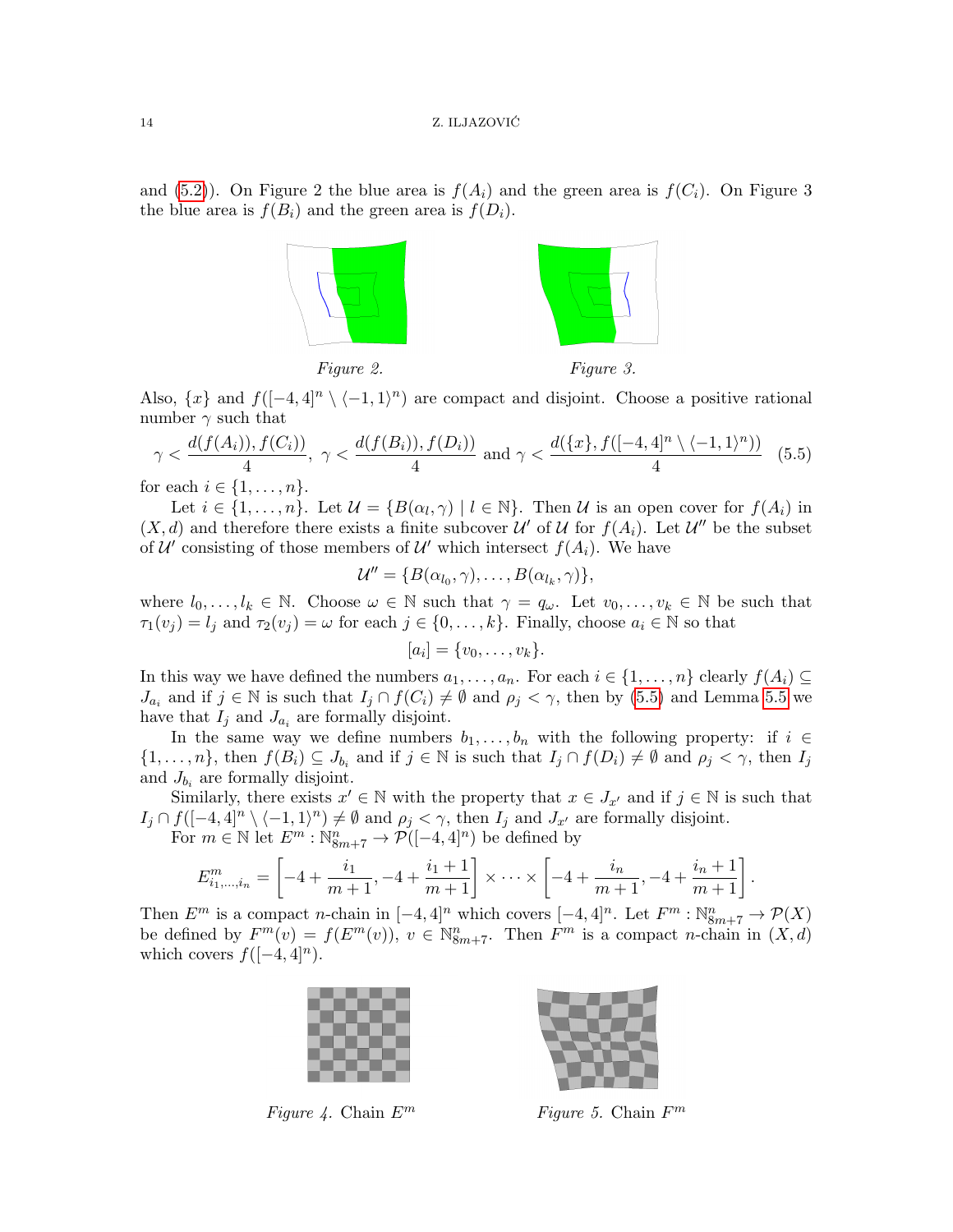and (5.2)). On Figure 2 the blue area is $f(A_i)$ and the green area is $f(C_i)$. On Figure 3 the blue area is $f(B_i)$ and the green area is $f(D_i)$.

*Figure 2.*

*Figure 3.*

Also, $\{x\}$ and $f([-4,4]^n \setminus \langle -1,1\rangle^n)$ are compact and disjoint. Choose a positive rational number $\gamma$ such that

$$\gamma < \frac{d(f(A_i)), f(C_i))}{4},\ \gamma < \frac{d(f(B_i)), f(D_i))}{4} \text{ and } \gamma < \frac{d(\{x\}, f([-4,4]^n \setminus \langle -1,1\rangle^n))}{4} \quad (5.5)$$

for each $i \in \{1, \dots, n\}$.

Let $i \in \{1, \dots, n\}$. Let $\mathcal{U} = \{B(\alpha_l, \gamma) \mid l \in \mathbb{N}\}$. Then $\mathcal{U}$ is an open cover for $f(A_i)$ in $(X, d)$ and therefore there exists a finite subcover $\mathcal{U}'$ of $\mathcal{U}$ for $f(A_i)$. Let $\mathcal{U}''$ be the subset of $\mathcal{U}'$ consisting of those members of $\mathcal{U}'$ which intersect $f(A_i)$. We have

$$\mathcal{U}'' = \{B(\alpha_{l_0}, \gamma), \dots, B(\alpha_{l_k}, \gamma)\},$$

where $l_0, \dots, l_k \in \mathbb{N}$. Choose $\omega \in \mathbb{N}$ such that $\gamma = q_\omega$. Let $v_0, \dots, v_k \in \mathbb{N}$ be such that $\tau_1(v_j) = l_j$ and $\tau_2(v_j) = \omega$ for each $j \in \{0, \dots, k\}$. Finally, choose $a_i \in \mathbb{N}$ so that

$$[a_i] = \{v_0, \dots, v_k\}.$$

In this way we have defined the numbers $a_1, \dots, a_n$. For each $i \in \{1, \dots, n\}$ clearly $f(A_i) \subseteq J_{a_i}$ and if $j \in \mathbb{N}$ is such that $I_j \cap f(C_i) \neq \emptyset$ and $\rho_j < \gamma$, then by (5.5) and Lemma 5.5 we have that $I_j$ and $J_{a_i}$ are formally disjoint.

In the same way we define numbers $b_1, \dots, b_n$ with the following property: if $i \in \{1, \dots, n\}$, then $f(B_i) \subseteq J_{b_i}$ and if $j \in \mathbb{N}$ is such that $I_j \cap f(D_i) \neq \emptyset$ and $\rho_j < \gamma$, then $I_j$ and $J_{b_i}$ are formally disjoint.

Similarly, there exists $x' \in \mathbb{N}$ with the property that $x \in J_{x'}$ and if $j \in \mathbb{N}$ is such that $I_j \cap f([-4,4]^n \setminus \langle -1,1\rangle^n) \neq \emptyset$ and $\rho_j < \gamma$, then $I_j$ and $J_{x'}$ are formally disjoint.

For $m \in \mathbb{N}$ let $E^m : \mathbb{N}^n_{8m+7} \to \mathcal{P}([-4,4]^n)$ be defined by

$$E^m_{i_1,\dots,i_n} = \left[-4 + \frac{i_1}{m+1}, -4 + \frac{i_1+1}{m+1}\right] \times \dots \times \left[-4 + \frac{i_n}{m+1}, -4 + \frac{i_n+1}{m+1}\right].$$

Then $E^m$ is a compact $n$-chain in $[-4,4]^n$ which covers $[-4,4]^n$. Let $F^m : \mathbb{N}^n_{8m+7} \to \mathcal{P}(X)$ be defined by $F^m(v) = f(E^m(v))$, $v \in \mathbb{N}^n_{8m+7}$. Then $F^m$ is a compact $n$-chain in $(X, d)$ which covers $f([-4,4]^n)$.

*Figure 4.* Chain $E^m$

*Figure 5.* Chain $F^m$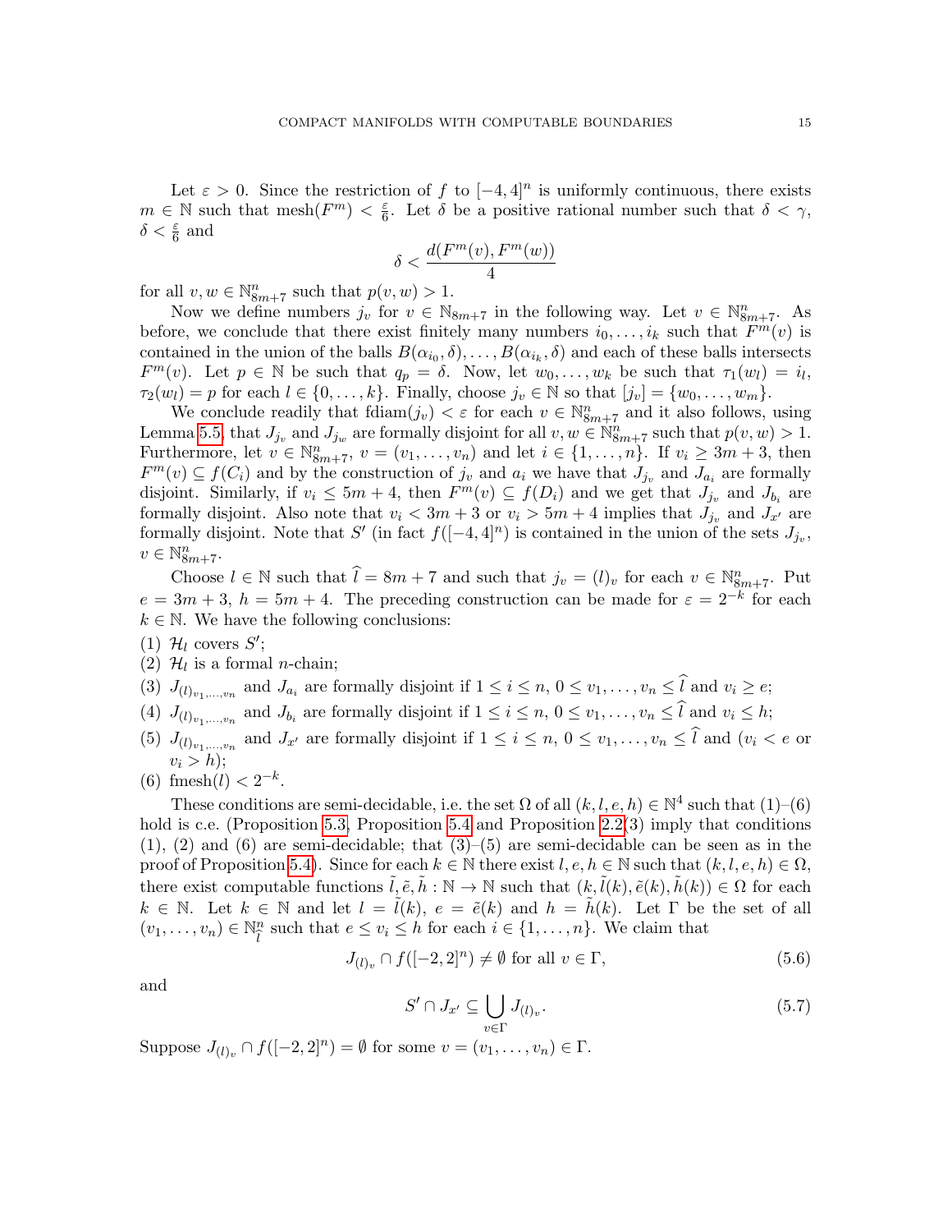Let $\varepsilon > 0$. Since the restriction of $f$ to $[-4,4]^n$ is uniformly continuous, there exists $m \in \mathbb{N}$ such that $\operatorname{mesh}(F^m) < \frac{\varepsilon}{6}$. Let $\delta$ be a positive rational number such that $\delta < \gamma$, $\delta < \frac{\varepsilon}{6}$ and

$$\delta < \frac{d(F^m(v), F^m(w))}{4}$$

for all $v, w \in \mathbb{N}^n_{8m+7}$ such that $p(v,w) > 1$.

Now we define numbers $j_v$ for $v \in \mathbb{N}_{8m+7}$ in the following way. Let $v \in \mathbb{N}^n_{8m+7}$. As before, we conclude that there exist finitely many numbers $i_0, \dots, i_k$ such that $F^m(v)$ is contained in the union of the balls $B(\alpha_{i_0}, \delta), \dots, B(\alpha_{i_k}, \delta)$ and each of these balls intersects $F^m(v)$. Let $p \in \mathbb{N}$ be such that $q_p = \delta$. Now, let $w_0, \dots, w_k$ be such that $\tau_1(w_l) = i_l$, $\tau_2(w_l) = p$ for each $l \in \{0, \dots, k\}$. Finally, choose $j_v \in \mathbb{N}$ so that $[j_v] = \{w_0, \dots, w_m\}$.

We conclude readily that $\operatorname{fdiam}(j_v) < \varepsilon$ for each $v \in \mathbb{N}^n_{8m+7}$ and it also follows, using Lemma 5.5, that $J_{j_v}$ and $J_{j_w}$ are formally disjoint for all $v, w \in \mathbb{N}^n_{8m+7}$ such that $p(v,w) > 1$. Furthermore, let $v \in \mathbb{N}^n_{8m+7}$, $v = (v_1, \dots, v_n)$ and let $i \in \{1, \dots, n\}$. If $v_i \geq 3m+3$, then $F^m(v) \subseteq f(C_i)$ and by the construction of $j_v$ and $a_i$ we have that $J_{j_v}$ and $J_{a_i}$ are formally disjoint. Similarly, if $v_i \leq 5m+4$, then $F^m(v) \subseteq f(D_i)$ and we get that $J_{j_v}$ and $J_{b_i}$ are formally disjoint. Also note that $v_i < 3m+3$ or $v_i > 5m+4$ implies that $J_{j_v}$ and $J_{x'}$ are formally disjoint. Note that $S'$ (in fact $f([-4,4]^n)$ is contained in the union of the sets $J_{j_v}$, $v \in \mathbb{N}^n_{8m+7}$.

Choose $l \in \mathbb{N}$ such that $\widehat{l} = 8m+7$ and such that $j_v = (l)_v$ for each $v \in \mathbb{N}^n_{8m+7}$. Put $e = 3m+3$, $h = 5m+4$. The preceding construction can be made for $\varepsilon = 2^{-k}$ for each $k \in \mathbb{N}$. We have the following conclusions:

(1) $\mathcal{H}_l$ covers $S'$;
(2) $\mathcal{H}_l$ is a formal $n$-chain;
(3) $J_{(l)_{v_1,\dots,v_n}}$ and $J_{a_i}$ are formally disjoint if $1 \leq i \leq n$, $0 \leq v_1, \dots, v_n \leq \widehat{l}$ and $v_i \geq e$;
(4) $J_{(l)_{v_1,\dots,v_n}}$ and $J_{b_i}$ are formally disjoint if $1 \leq i \leq n$, $0 \leq v_1, \dots, v_n \leq \widehat{l}$ and $v_i \leq h$;
(5) $J_{(l)_{v_1,\dots,v_n}}$ and $J_{x'}$ are formally disjoint if $1 \leq i \leq n$, $0 \leq v_1, \dots, v_n \leq \widehat{l}$ and ($v_i < e$ or $v_i > h$);
(6) $\operatorname{fmesh}(l) < 2^{-k}$.

These conditions are semi-decidable, i.e. the set $\Omega$ of all $(k,l,e,h) \in \mathbb{N}^4$ such that (1)–(6) hold is c.e. (Proposition 5.3, Proposition 5.4 and Proposition 2.2(3) imply that conditions (1), (2) and (6) are semi-decidable; that (3)–(5) are semi-decidable can be seen as in the proof of Proposition 5.4). Since for each $k \in \mathbb{N}$ there exist $l, e, h \in \mathbb{N}$ such that $(k,l,e,h) \in \Omega$, there exist computable functions $\tilde{l}, \tilde{e}, \tilde{h} : \mathbb{N} \to \mathbb{N}$ such that $(k, \tilde{l}(k), \tilde{e}(k), \tilde{h}(k)) \in \Omega$ for each $k \in \mathbb{N}$. Let $k \in \mathbb{N}$ and let $l = \tilde{l}(k)$, $e = \tilde{e}(k)$ and $h = \tilde{h}(k)$. Let $\Gamma$ be the set of all $(v_1, \dots, v_n) \in \mathbb{N}^n_{\widehat{l}}$ such that $e \leq v_i \leq h$ for each $i \in \{1, \dots, n\}$. We claim that

$$J_{(l)_v} \cap f([-2,2]^n) \neq \emptyset \text{ for all } v \in \Gamma, \tag{5.6}$$

and

$$S' \cap J_{x'} \subseteq \bigcup_{v \in \Gamma} J_{(l)_v}. \tag{5.7}$$

Suppose $J_{(l)_v} \cap f([-2,2]^n) = \emptyset$ for some $v = (v_1, \dots, v_n) \in \Gamma$.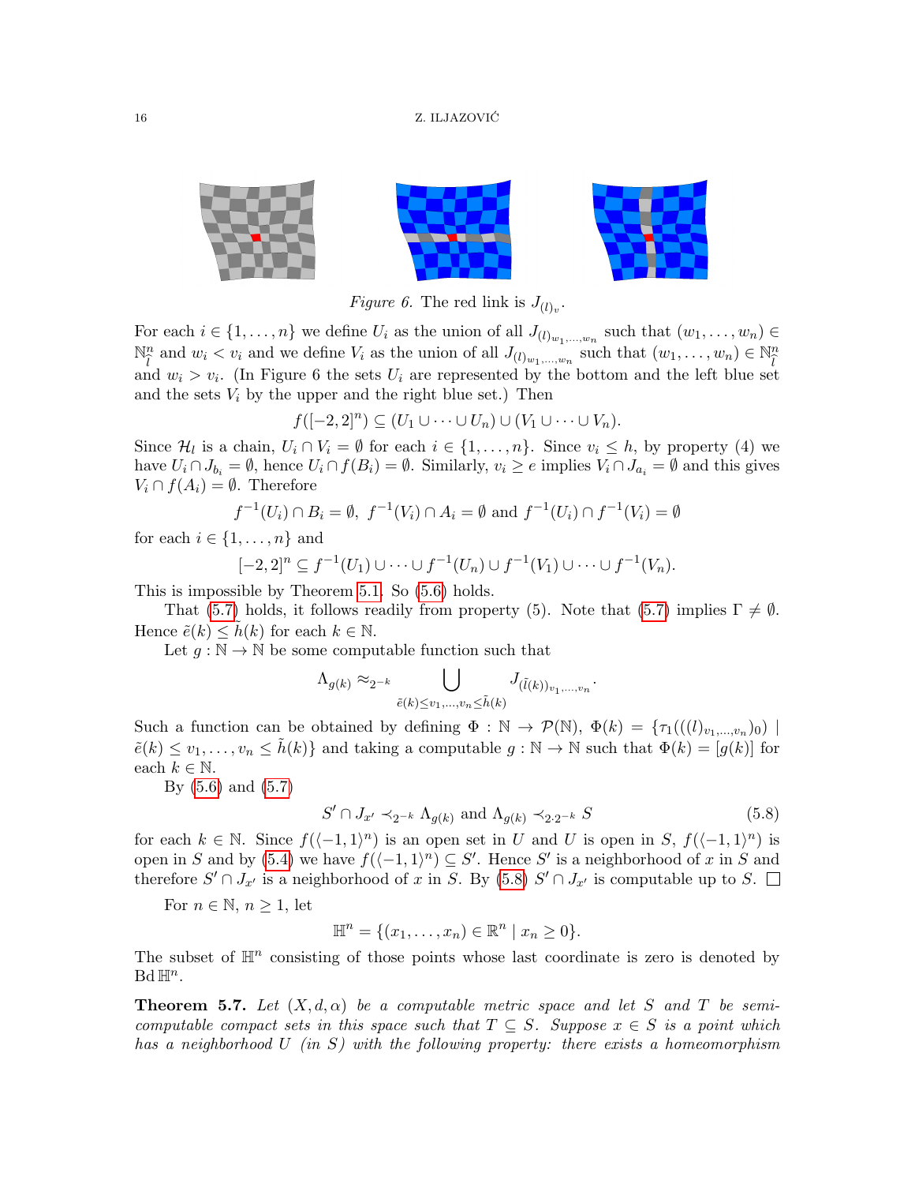*Figure 6.* The red link is $J_{(l)_v}$.

For each $i \in \{1, \dots, n\}$ we define $U_i$ as the union of all $J_{(l)_{w_1,\dots,w_n}}$ such that $(w_1, \dots, w_n) \in \mathbb{N}^n_{\hat{l}}$ and $w_i < v_i$ and we define $V_i$ as the union of all $J_{(l)_{w_1,\dots,w_n}}$ such that $(w_1, \dots, w_n) \in \mathbb{N}^n_{\hat{l}}$ and $w_i > v_i$. (In Figure 6 the sets $U_i$ are represented by the bottom and the left blue set and the sets $V_i$ by the upper and the right blue set.) Then

$$f([-2, 2]^n) \subseteq (U_1 \cup \dots \cup U_n) \cup (V_1 \cup \dots \cup V_n).$$

Since $\mathcal{H}_l$ is a chain, $U_i \cap V_i = \emptyset$ for each $i \in \{1, \dots, n\}$. Since $v_i \leq h$, by property (4) we have $U_i \cap J_{b_i} = \emptyset$, hence $U_i \cap f(B_i) = \emptyset$. Similarly, $v_i \geq e$ implies $V_i \cap J_{a_i} = \emptyset$ and this gives $V_i \cap f(A_i) = \emptyset$. Therefore

$$f^{-1}(U_i) \cap B_i = \emptyset, \ f^{-1}(V_i) \cap A_i = \emptyset \text{ and } f^{-1}(U_i) \cap f^{-1}(V_i) = \emptyset$$

for each $i \in \{1, \dots, n\}$ and

$$[-2, 2]^n \subseteq f^{-1}(U_1) \cup \dots \cup f^{-1}(U_n) \cup f^{-1}(V_1) \cup \dots \cup f^{-1}(V_n).$$

This is impossible by Theorem 5.1. So (5.6) holds.

That (5.7) holds, it follows readily from property (5). Note that (5.7) implies $\Gamma \neq \emptyset$. Hence $\tilde{e}(k) \leq \tilde{h}(k)$ for each $k \in \mathbb{N}$.

Let $g : \mathbb{N} \to \mathbb{N}$ be some computable function such that

$$\Lambda_{g(k)} \approx_{2^{-k}} \bigcup_{\tilde{e}(k) \leq v_1,\dots,v_n \leq \tilde{h}(k)} J_{(\tilde{l}(k))_{v_1,\dots,v_n}}.$$

Such a function can be obtained by defining $\Phi : \mathbb{N} \to \mathcal{P}(\mathbb{N})$, $\Phi(k) = \{\tau_1(((l)_{v_1,\dots,v_n})_0) \mid \tilde{e}(k) \leq v_1, \dots, v_n \leq \tilde{h}(k)\}$ and taking a computable $g : \mathbb{N} \to \mathbb{N}$ such that $\Phi(k) = [g(k)]$ for each $k \in \mathbb{N}$.

By (5.6) and (5.7)

$$S' \cap J_{x'} \prec_{2^{-k}} \Lambda_{g(k)} \text{ and } \Lambda_{g(k)} \prec_{2 \cdot 2^{-k}} S \tag{5.8}$$

for each $k \in \mathbb{N}$. Since $f(\langle -1, 1 \rangle^n)$ is an open set in $U$ and $U$ is open in $S$, $f(\langle -1, 1 \rangle^n)$ is open in $S$ and by (5.4) we have $f(\langle -1, 1 \rangle^n) \subseteq S'$. Hence $S'$ is a neighborhood of $x$ in $S$ and therefore $S' \cap J_{x'}$ is a neighborhood of $x$ in $S$. By (5.8) $S' \cap J_{x'}$ is computable up to $S$. $\square$

For $n \in \mathbb{N}$, $n \geq 1$, let

$$\mathbb{H}^n = \{(x_1, \dots, x_n) \in \mathbb{R}^n \mid x_n \geq 0\}.$$

The subset of $\mathbb{H}^n$ consisting of those points whose last coordinate is zero is denoted by $\operatorname{Bd} \mathbb{H}^n$.

**Theorem 5.7.** *Let $(X, d, \alpha)$ be a computable metric space and let $S$ and $T$ be semi-computable compact sets in this space such that $T \subseteq S$. Suppose $x \in S$ is a point which has a neighborhood $U$ (in $S$) with the following property: there exists a homeomorphism*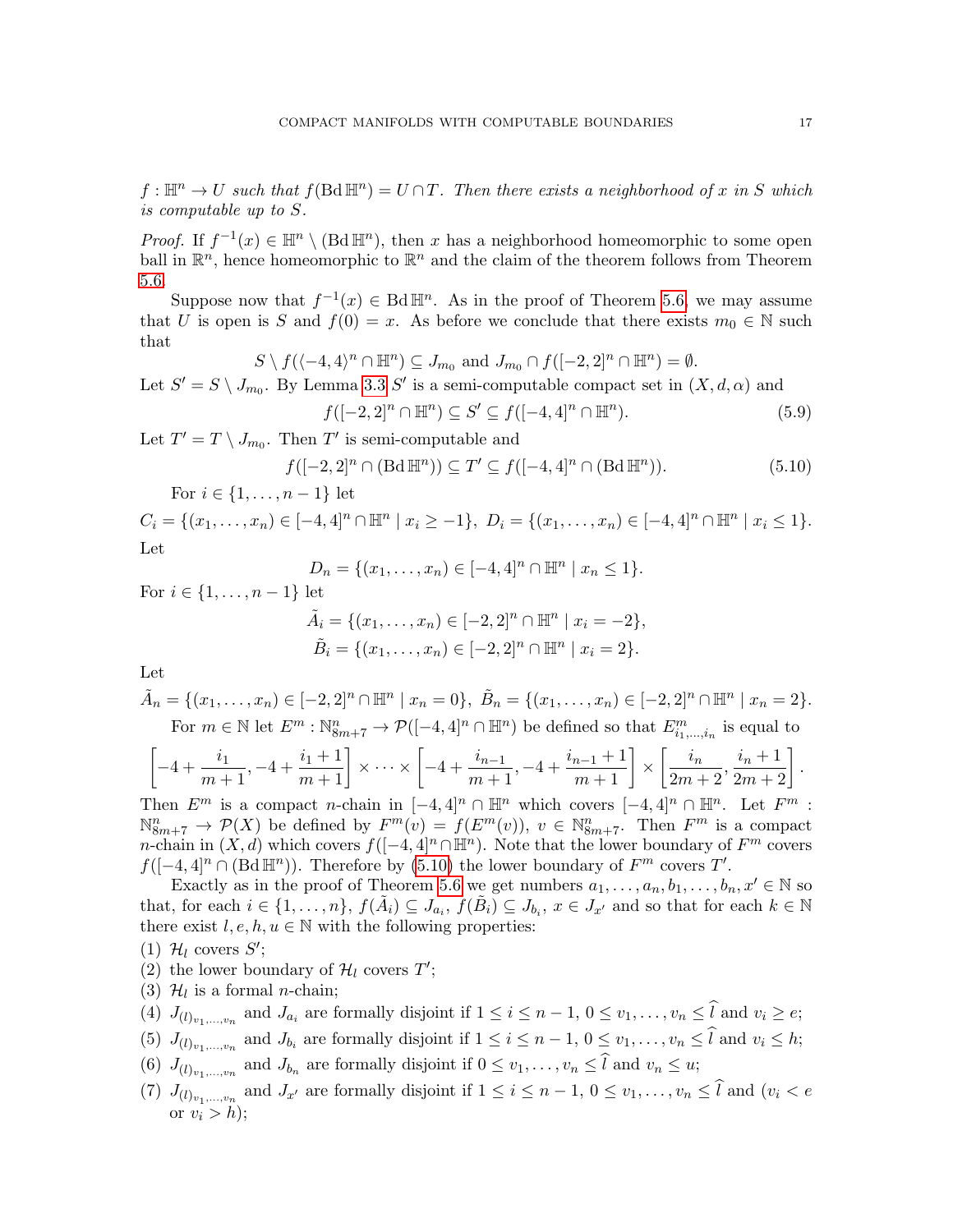$f : \mathbb{H}^n \to U$ *such that* $f(\operatorname{Bd} \mathbb{H}^n) = U \cap T$*. Then there exists a neighborhood of* $x$ *in* $S$ *which is computable up to* $S$*.*

*Proof.* If $f^{-1}(x) \in \mathbb{H}^n \setminus (\operatorname{Bd} \mathbb{H}^n)$, then $x$ has a neighborhood homeomorphic to some open ball in $\mathbb{R}^n$, hence homeomorphic to $\mathbb{R}^n$ and the claim of the theorem follows from Theorem 5.6.

Suppose now that $f^{-1}(x) \in \operatorname{Bd} \mathbb{H}^n$. As in the proof of Theorem 5.6, we may assume that $U$ is open is $S$ and $f(0) = x$. As before we conclude that there exists $m_0 \in \mathbb{N}$ such that

$$S \setminus f(\langle -4, 4\rangle^n \cap \mathbb{H}^n) \subseteq J_{m_0} \text{ and } J_{m_0} \cap f([-2, 2]^n \cap \mathbb{H}^n) = \emptyset.$$

Let $S' = S \setminus J_{m_0}$. By Lemma 3.3 $S'$ is a semi-computable compact set in $(X, d, \alpha)$ and

$$f([-2, 2]^n \cap \mathbb{H}^n) \subseteq S' \subseteq f([-4, 4]^n \cap \mathbb{H}^n). \tag{5.9}$$

Let $T' = T \setminus J_{m_0}$. Then $T'$ is semi-computable and

$$f([-2, 2]^n \cap (\operatorname{Bd} \mathbb{H}^n)) \subseteq T' \subseteq f([-4, 4]^n \cap (\operatorname{Bd} \mathbb{H}^n)). \tag{5.10}$$

For $i \in \{1, \dots, n-1\}$ let

$$C_i = \{(x_1, \dots, x_n) \in [-4, 4]^n \cap \mathbb{H}^n \mid x_i \geq -1\},\ D_i = \{(x_1, \dots, x_n) \in [-4, 4]^n \cap \mathbb{H}^n \mid x_i \leq 1\}.$$

Let

$$D_n = \{(x_1, \dots, x_n) \in [-4, 4]^n \cap \mathbb{H}^n \mid x_n \leq 1\}.$$

For $i \in \{1, \dots, n-1\}$ let

$$\tilde{A}_i = \{(x_1, \dots, x_n) \in [-2, 2]^n \cap \mathbb{H}^n \mid x_i = -2\},$$
$$\tilde{B}_i = \{(x_1, \dots, x_n) \in [-2, 2]^n \cap \mathbb{H}^n \mid x_i = 2\}.$$

Let

$$\tilde{A}_n = \{(x_1, \dots, x_n) \in [-2, 2]^n \cap \mathbb{H}^n \mid x_n = 0\},\ \tilde{B}_n = \{(x_1, \dots, x_n) \in [-2, 2]^n \cap \mathbb{H}^n \mid x_n = 2\}.$$

For $m \in \mathbb{N}$ let $E^m : \mathbb{N}^n_{8m+7} \to \mathcal{P}([-4, 4]^n \cap \mathbb{H}^n)$ be defined so that $E^m_{i_1,\dots,i_n}$ is equal to

$$\left[-4 + \frac{i_1}{m+1}, -4 + \frac{i_1 + 1}{m+1}\right] \times \dots \times \left[-4 + \frac{i_{n-1}}{m+1}, -4 + \frac{i_{n-1} + 1}{m+1}\right] \times \left[\frac{i_n}{2m+2}, \frac{i_n + 1}{2m+2}\right].$$

Then $E^m$ is a compact $n$-chain in $[-4, 4]^n \cap \mathbb{H}^n$ which covers $[-4, 4]^n \cap \mathbb{H}^n$. Let $F^m : \mathbb{N}^n_{8m+7} \to \mathcal{P}(X)$ be defined by $F^m(v) = f(E^m(v))$, $v \in \mathbb{N}^n_{8m+7}$. Then $F^m$ is a compact $n$-chain in $(X, d)$ which covers $f([-4, 4]^n \cap \mathbb{H}^n)$. Note that the lower boundary of $F^m$ covers $f([-4, 4]^n \cap (\operatorname{Bd} \mathbb{H}^n))$. Therefore by (5.10) the lower boundary of $F^m$ covers $T'$.

Exactly as in the proof of Theorem 5.6 we get numbers $a_1, \dots, a_n, b_1, \dots, b_n, x' \in \mathbb{N}$ so that, for each $i \in \{1, \dots, n\}$, $f(\tilde{A}_i) \subseteq J_{a_i}$, $f(\tilde{B}_i) \subseteq J_{b_i}$, $x \in J_{x'}$ and so that for each $k \in \mathbb{N}$ there exist $l, e, h, u \in \mathbb{N}$ with the following properties:

(1) $\mathcal{H}_l$ covers $S'$;
(2) the lower boundary of $\mathcal{H}_l$ covers $T'$;
(3) $\mathcal{H}_l$ is a formal $n$-chain;
(4) $J_{(l)_{v_1,\dots,v_n}}$ and $J_{a_i}$ are formally disjoint if $1 \leq i \leq n-1$, $0 \leq v_1, \dots, v_n \leq \widehat{l}$ and $v_i \geq e$;
(5) $J_{(l)_{v_1,\dots,v_n}}$ and $J_{b_i}$ are formally disjoint if $1 \leq i \leq n-1$, $0 \leq v_1, \dots, v_n \leq \widehat{l}$ and $v_i \leq h$;
(6) $J_{(l)_{v_1,\dots,v_n}}$ and $J_{b_n}$ are formally disjoint if $0 \leq v_1, \dots, v_n \leq \widehat{l}$ and $v_n \leq u$;
(7) $J_{(l)_{v_1,\dots,v_n}}$ and $J_{x'}$ are formally disjoint if $1 \leq i \leq n-1$, $0 \leq v_1, \dots, v_n \leq \widehat{l}$ and ($v_i < e$ or $v_i > h$);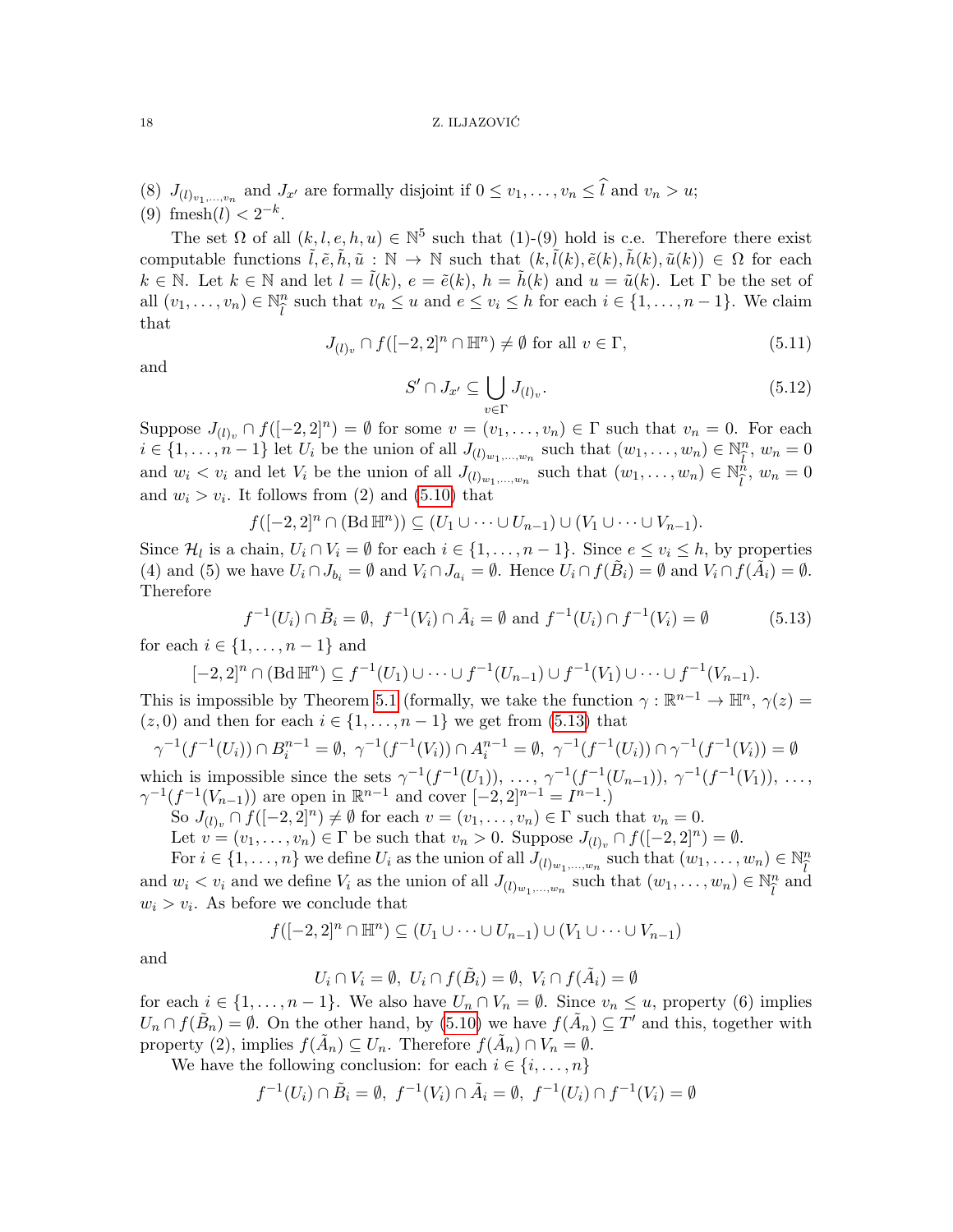(8) $J_{(l)_{v_1,\dots,v_n}}$ and $J_{x'}$ are formally disjoint if $0 \le v_1,\dots,v_n \le \widehat{l}$ and $v_n > u$;
(9) $\text{fmesh}(l) < 2^{-k}$.

The set $\Omega$ of all $(k,l,e,h,u) \in \mathbb{N}^5$ such that (1)-(9) hold is c.e. Therefore there exist computable functions $\tilde{l}, \tilde{e}, \tilde{h}, \tilde{u} : \mathbb{N} \to \mathbb{N}$ such that $(k, \tilde{l}(k), \tilde{e}(k), \tilde{h}(k), \tilde{u}(k)) \in \Omega$ for each $k \in \mathbb{N}$. Let $k \in \mathbb{N}$ and let $l = \tilde{l}(k)$, $e = \tilde{e}(k)$, $h = \tilde{h}(k)$ and $u = \tilde{u}(k)$. Let $\Gamma$ be the set of all $(v_1,\dots,v_n) \in \mathbb{N}^n_{\widehat{l}}$ such that $v_n \le u$ and $e \le v_i \le h$ for each $i \in \{1,\dots,n-1\}$. We claim that

$$J_{(l)_v} \cap f([-2,2]^n \cap \mathbb{H}^n) \neq \emptyset \text{ for all } v \in \Gamma, \tag{5.11}$$

and

$$S' \cap J_{x'} \subseteq \bigcup_{v \in \Gamma} J_{(l)_v}. \tag{5.12}$$

Suppose $J_{(l)_v} \cap f([-2,2]^n) = \emptyset$ for some $v = (v_1,\dots,v_n) \in \Gamma$ such that $v_n = 0$. For each $i \in \{1,\dots,n-1\}$ let $U_i$ be the union of all $J_{(l)_{w_1,\dots,w_n}}$ such that $(w_1,\dots,w_n) \in \mathbb{N}^n_{\widehat{l}}$, $w_n = 0$ and $w_i < v_i$ and let $V_i$ be the union of all $J_{(l)_{w_1,\dots,w_n}}$ such that $(w_1,\dots,w_n) \in \mathbb{N}^n_{\widehat{l}}$, $w_n = 0$ and $w_i > v_i$. It follows from (2) and (5.10) that

$$f([-2,2]^n \cap (\text{Bd}\,\mathbb{H}^n)) \subseteq (U_1 \cup \dots \cup U_{n-1}) \cup (V_1 \cup \dots \cup V_{n-1}).$$

Since $\mathcal{H}_l$ is a chain, $U_i \cap V_i = \emptyset$ for each $i \in \{1,\dots,n-1\}$. Since $e \le v_i \le h$, by properties (4) and (5) we have $U_i \cap J_{b_i} = \emptyset$ and $V_i \cap J_{a_i} = \emptyset$. Hence $U_i \cap f(\tilde{B}_i) = \emptyset$ and $V_i \cap f(\tilde{A}_i) = \emptyset$. Therefore

$$f^{-1}(U_i) \cap \tilde{B}_i = \emptyset, \; f^{-1}(V_i) \cap \tilde{A}_i = \emptyset \text{ and } f^{-1}(U_i) \cap f^{-1}(V_i) = \emptyset \tag{5.13}$$

for each $i \in \{1,\dots,n-1\}$ and

$$[-2,2]^n \cap (\text{Bd}\,\mathbb{H}^n) \subseteq f^{-1}(U_1) \cup \dots \cup f^{-1}(U_{n-1}) \cup f^{-1}(V_1) \cup \dots \cup f^{-1}(V_{n-1}).$$

This is impossible by Theorem 5.1 (formally, we take the function $\gamma : \mathbb{R}^{n-1} \to \mathbb{H}^n$, $\gamma(z) = (z, 0)$ and then for each $i \in \{1,\dots,n-1\}$ we get from (5.13) that

$$\gamma^{-1}(f^{-1}(U_i)) \cap B^{n-1}_i = \emptyset, \; \gamma^{-1}(f^{-1}(V_i)) \cap A^{n-1}_i = \emptyset, \; \gamma^{-1}(f^{-1}(U_i)) \cap \gamma^{-1}(f^{-1}(V_i)) = \emptyset$$

which is impossible since the sets $\gamma^{-1}(f^{-1}(U_1))$, $\dots$, $\gamma^{-1}(f^{-1}(U_{n-1}))$, $\gamma^{-1}(f^{-1}(V_1))$, $\dots$, $\gamma^{-1}(f^{-1}(V_{n-1}))$ are open in $\mathbb{R}^{n-1}$ and cover $[-2,2]^{n-1} = I^{n-1}$.)

So $J_{(l)_v} \cap f([-2,2]^n) \neq \emptyset$ for each $v = (v_1,\dots,v_n) \in \Gamma$ such that $v_n = 0$.

Let $v = (v_1,\dots,v_n) \in \Gamma$ be such that $v_n > 0$. Suppose $J_{(l)_v} \cap f([-2,2]^n) = \emptyset$.

For $i \in \{1,\dots,n\}$ we define $U_i$ as the union of all $J_{(l)_{w_1,\dots,w_n}}$ such that $(w_1,\dots,w_n) \in \mathbb{N}^n_{\widehat{l}}$ and $w_i < v_i$ and we define $V_i$ as the union of all $J_{(l)_{w_1,\dots,w_n}}$ such that $(w_1,\dots,w_n) \in \mathbb{N}^n_{\widehat{l}}$ and $w_i > v_i$. As before we conclude that

$$f([-2,2]^n \cap \mathbb{H}^n) \subseteq (U_1 \cup \dots \cup U_{n-1}) \cup (V_1 \cup \dots \cup V_{n-1})$$

and

$$U_i \cap V_i = \emptyset, \; U_i \cap f(\tilde{B}_i) = \emptyset, \; V_i \cap f(\tilde{A}_i) = \emptyset$$

for each $i \in \{1,\dots,n-1\}$. We also have $U_n \cap V_n = \emptyset$. Since $v_n \le u$, property (6) implies $U_n \cap f(\tilde{B}_n) = \emptyset$. On the other hand, by (5.10) we have $f(\tilde{A}_n) \subseteq T'$ and this, together with property (2), implies $f(\tilde{A}_n) \subseteq U_n$. Therefore $f(\tilde{A}_n) \cap V_n = \emptyset$.

We have the following conclusion: for each $i \in \{i,\dots,n\}$

$$f^{-1}(U_i) \cap \tilde{B}_i = \emptyset, \; f^{-1}(V_i) \cap \tilde{A}_i = \emptyset, \; f^{-1}(U_i) \cap f^{-1}(V_i) = \emptyset$$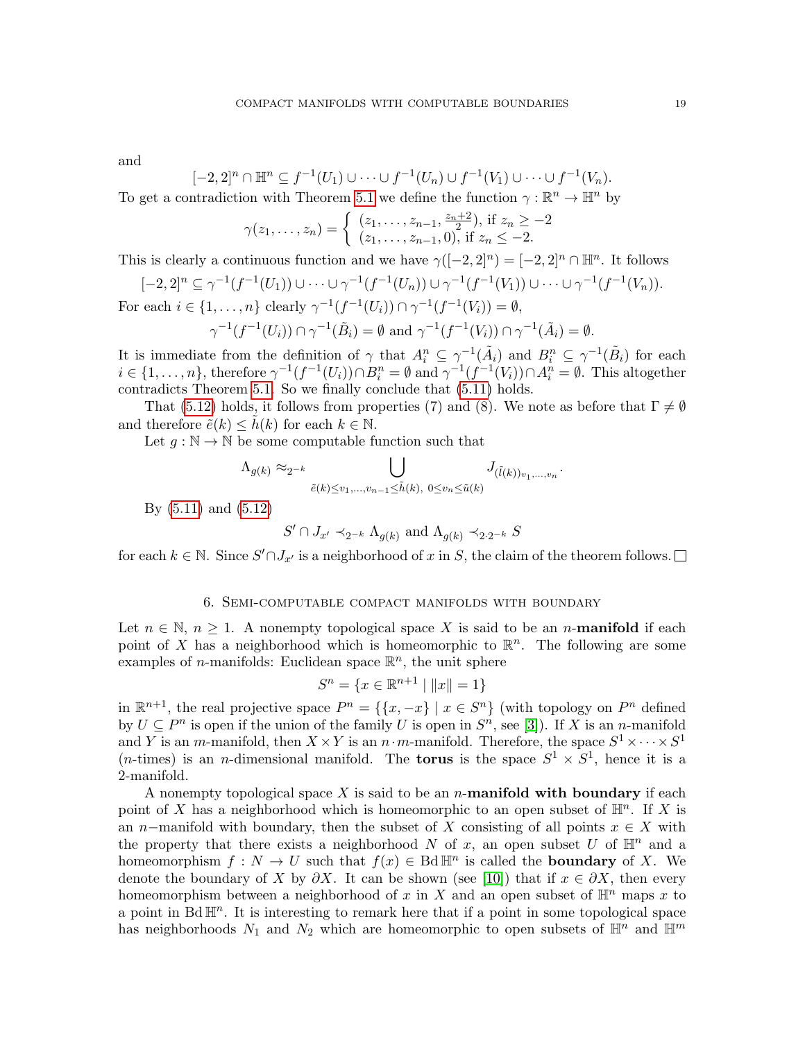and

$$[-2,2]^n \cap \mathbb{H}^n \subseteq f^{-1}(U_1) \cup \cdots \cup f^{-1}(U_n) \cup f^{-1}(V_1) \cup \cdots \cup f^{-1}(V_n).$$

To get a contradiction with Theorem 5.1 we define the function $\gamma : \mathbb{R}^n \to \mathbb{H}^n$ by

$$\gamma(z_1, \dots, z_n) = \begin{cases} (z_1, \dots, z_{n-1}, \frac{z_n+2}{2}), \text{ if } z_n \geq -2 \\ (z_1, \dots, z_{n-1}, 0), \text{ if } z_n \leq -2. \end{cases}$$

This is clearly a continuous function and we have $\gamma([-2,2]^n) = [-2,2]^n \cap \mathbb{H}^n$. It follows

$$[-2,2]^n \subseteq \gamma^{-1}(f^{-1}(U_1)) \cup \cdots \cup \gamma^{-1}(f^{-1}(U_n)) \cup \gamma^{-1}(f^{-1}(V_1)) \cup \cdots \cup \gamma^{-1}(f^{-1}(V_n)).$$

For each $i \in \{1, \dots, n\}$ clearly $\gamma^{-1}(f^{-1}(U_i)) \cap \gamma^{-1}(f^{-1}(V_i)) = \emptyset$,

$$\gamma^{-1}(f^{-1}(U_i)) \cap \gamma^{-1}(\tilde{B}_i) = \emptyset \text{ and } \gamma^{-1}(f^{-1}(V_i)) \cap \gamma^{-1}(\tilde{A}_i) = \emptyset.$$

It is immediate from the definition of $\gamma$ that $A_i^n \subseteq \gamma^{-1}(\tilde{A}_i)$ and $B_i^n \subseteq \gamma^{-1}(\tilde{B}_i)$ for each $i \in \{1, \dots, n\}$, therefore $\gamma^{-1}(f^{-1}(U_i)) \cap B_i^n = \emptyset$ and $\gamma^{-1}(f^{-1}(V_i)) \cap A_i^n = \emptyset$. This altogether contradicts Theorem 5.1. So we finally conclude that (5.11) holds.

That (5.12) holds, it follows from properties (7) and (8). We note as before that $\Gamma \neq \emptyset$ and therefore $\tilde{e}(k) \leq \tilde{h}(k)$ for each $k \in \mathbb{N}$.

Let $g : \mathbb{N} \to \mathbb{N}$ be some computable function such that

$$\Lambda_{g(k)} \approx_{2^{-k}} \bigcup_{\tilde{e}(k) \leq v_1, \dots, v_{n-1} \leq \tilde{h}(k),\ 0 \leq v_n \leq \tilde{u}(k)} J_{(\tilde{l}(k))_{v_1, \dots, v_n}}.$$

By (5.11) and (5.12)

$$S' \cap J_{x'} \prec_{2^{-k}} \Lambda_{g(k)} \text{ and } \Lambda_{g(k)} \prec_{2 \cdot 2^{-k}} S$$

for each $k \in \mathbb{N}$. Since $S' \cap J_{x'}$ is a neighborhood of $x$ in $S$, the claim of the theorem follows. $\square$

## 6. Semi-computable compact manifolds with boundary

Let $n \in \mathbb{N}$, $n \geq 1$. A nonempty topological space $X$ is said to be an $n$-**manifold** if each point of $X$ has a neighborhood which is homeomorphic to $\mathbb{R}^n$. The following are some examples of $n$-manifolds: Euclidean space $\mathbb{R}^n$, the unit sphere

$$S^n = \{x \in \mathbb{R}^{n+1} \mid \|x\| = 1\}$$

in $\mathbb{R}^{n+1}$, the real projective space $P^n = \{\{x, -x\} \mid x \in S^n\}$ (with topology on $P^n$ defined by $U \subseteq P^n$ is open if the union of the family $U$ is open in $S^n$, see [3]). If $X$ is an $n$-manifold and $Y$ is an $m$-manifold, then $X \times Y$ is an $n \cdot m$-manifold. Therefore, the space $S^1 \times \cdots \times S^1$ ($n$-times) is an $n$-dimensional manifold. The **torus** is the space $S^1 \times S^1$, hence it is a 2-manifold.

A nonempty topological space $X$ is said to be an $n$-**manifold with boundary** if each point of $X$ has a neighborhood which is homeomorphic to an open subset of $\mathbb{H}^n$. If $X$ is an $n-$manifold with boundary, then the subset of $X$ consisting of all points $x \in X$ with the property that there exists a neighborhood $N$ of $x$, an open subset $U$ of $\mathbb{H}^n$ and a homeomorphism $f : N \to U$ such that $f(x) \in \operatorname{Bd} \mathbb{H}^n$ is called the **boundary** of $X$. We denote the boundary of $X$ by $\partial X$. It can be shown (see [10]) that if $x \in \partial X$, then every homeomorphism between a neighborhood of $x$ in $X$ and an open subset of $\mathbb{H}^n$ maps $x$ to a point in $\operatorname{Bd} \mathbb{H}^n$. It is interesting to remark here that if a point in some topological space has neighborhoods $N_1$ and $N_2$ which are homeomorphic to open subsets of $\mathbb{H}^n$ and $\mathbb{H}^m$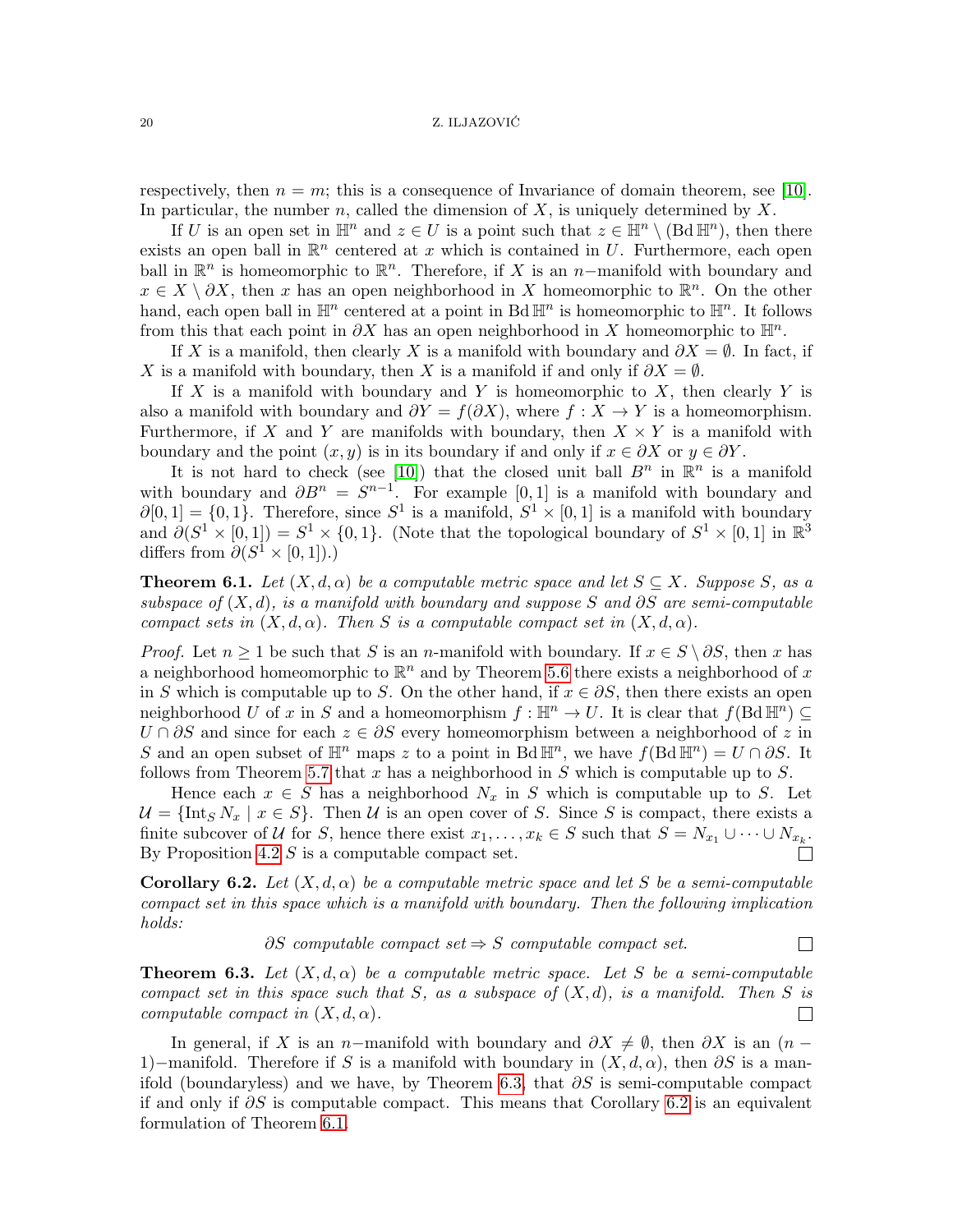respectively, then $n = m$; this is a consequence of Invariance of domain theorem, see [10]. In particular, the number $n$, called the dimension of $X$, is uniquely determined by $X$.

If $U$ is an open set in $\mathbb{H}^n$ and $z \in U$ is a point such that $z \in \mathbb{H}^n \setminus (\operatorname{Bd} \mathbb{H}^n)$, then there exists an open ball in $\mathbb{R}^n$ centered at $x$ which is contained in $U$. Furthermore, each open ball in $\mathbb{R}^n$ is homeomorphic to $\mathbb{R}^n$. Therefore, if $X$ is an $n-$manifold with boundary and $x \in X \setminus \partial X$, then $x$ has an open neighborhood in $X$ homeomorphic to $\mathbb{R}^n$. On the other hand, each open ball in $\mathbb{H}^n$ centered at a point in $\operatorname{Bd} \mathbb{H}^n$ is homeomorphic to $\mathbb{H}^n$. It follows from this that each point in $\partial X$ has an open neighborhood in $X$ homeomorphic to $\mathbb{H}^n$.

If $X$ is a manifold, then clearly $X$ is a manifold with boundary and $\partial X = \emptyset$. In fact, if $X$ is a manifold with boundary, then $X$ is a manifold if and only if $\partial X = \emptyset$.

If $X$ is a manifold with boundary and $Y$ is homeomorphic to $X$, then clearly $Y$ is also a manifold with boundary and $\partial Y = f(\partial X)$, where $f : X \to Y$ is a homeomorphism. Furthermore, if $X$ and $Y$ are manifolds with boundary, then $X \times Y$ is a manifold with boundary and the point $(x, y)$ is in its boundary if and only if $x \in \partial X$ or $y \in \partial Y$.

It is not hard to check (see [10]) that the closed unit ball $B^n$ in $\mathbb{R}^n$ is a manifold with boundary and $\partial B^n = S^{n-1}$. For example $[0, 1]$ is a manifold with boundary and $\partial[0, 1] = \{0, 1\}$. Therefore, since $S^1$ is a manifold, $S^1 \times [0, 1]$ is a manifold with boundary and $\partial(S^1 \times [0, 1]) = S^1 \times \{0, 1\}$. (Note that the topological boundary of $S^1 \times [0, 1]$ in $\mathbb{R}^3$ differs from $\partial(S^1 \times [0, 1])$.)

**Theorem 6.1.** *Let $(X, d, \alpha)$ be a computable metric space and let $S \subseteq X$. Suppose $S$, as a subspace of $(X, d)$, is a manifold with boundary and suppose $S$ and $\partial S$ are semi-computable compact sets in $(X, d, \alpha)$. Then $S$ is a computable compact set in $(X, d, \alpha)$.*

*Proof.* Let $n \geq 1$ be such that $S$ is an $n$-manifold with boundary. If $x \in S \setminus \partial S$, then $x$ has a neighborhood homeomorphic to $\mathbb{R}^n$ and by Theorem 5.6 there exists a neighborhood of $x$ in $S$ which is computable up to $S$. On the other hand, if $x \in \partial S$, then there exists an open neighborhood $U$ of $x$ in $S$ and a homeomorphism $f : \mathbb{H}^n \to U$. It is clear that $f(\operatorname{Bd} \mathbb{H}^n) \subseteq U \cap \partial S$ and since for each $z \in \partial S$ every homeomorphism between a neighborhood of $z$ in $S$ and an open subset of $\mathbb{H}^n$ maps $z$ to a point in $\operatorname{Bd} \mathbb{H}^n$, we have $f(\operatorname{Bd} \mathbb{H}^n) = U \cap \partial S$. It follows from Theorem 5.7 that $x$ has a neighborhood in $S$ which is computable up to $S$.

Hence each $x \in S$ has a neighborhood $N_x$ in $S$ which is computable up to $S$. Let $\mathcal{U} = \{\operatorname{Int}_S N_x \mid x \in S\}$. Then $\mathcal{U}$ is an open cover of $S$. Since $S$ is compact, there exists a finite subcover of $\mathcal{U}$ for $S$, hence there exist $x_1, \dots, x_k \in S$ such that $S = N_{x_1} \cup \dots \cup N_{x_k}$. By Proposition 4.2 $S$ is a computable compact set. ☐

**Corollary 6.2.** *Let $(X, d, \alpha)$ be a computable metric space and let $S$ be a semi-computable compact set in this space which is a manifold with boundary. Then the following implication holds:*

$$\partial S \text{ computable compact set} \Rightarrow S \text{ computable compact set.}$$

☐

**Theorem 6.3.** *Let $(X, d, \alpha)$ be a computable metric space. Let $S$ be a semi-computable compact set in this space such that $S$, as a subspace of $(X, d)$, is a manifold. Then $S$ is computable compact in $(X, d, \alpha)$.* ☐

In general, if $X$ is an $n-$manifold with boundary and $\partial X \neq \emptyset$, then $\partial X$ is an $(n - 1)-$manifold. Therefore if $S$ is a manifold with boundary in $(X, d, \alpha)$, then $\partial S$ is a manifold (boundaryless) and we have, by Theorem 6.3, that $\partial S$ is semi-computable compact if and only if $\partial S$ is computable compact. This means that Corollary 6.2 is an equivalent formulation of Theorem 6.1.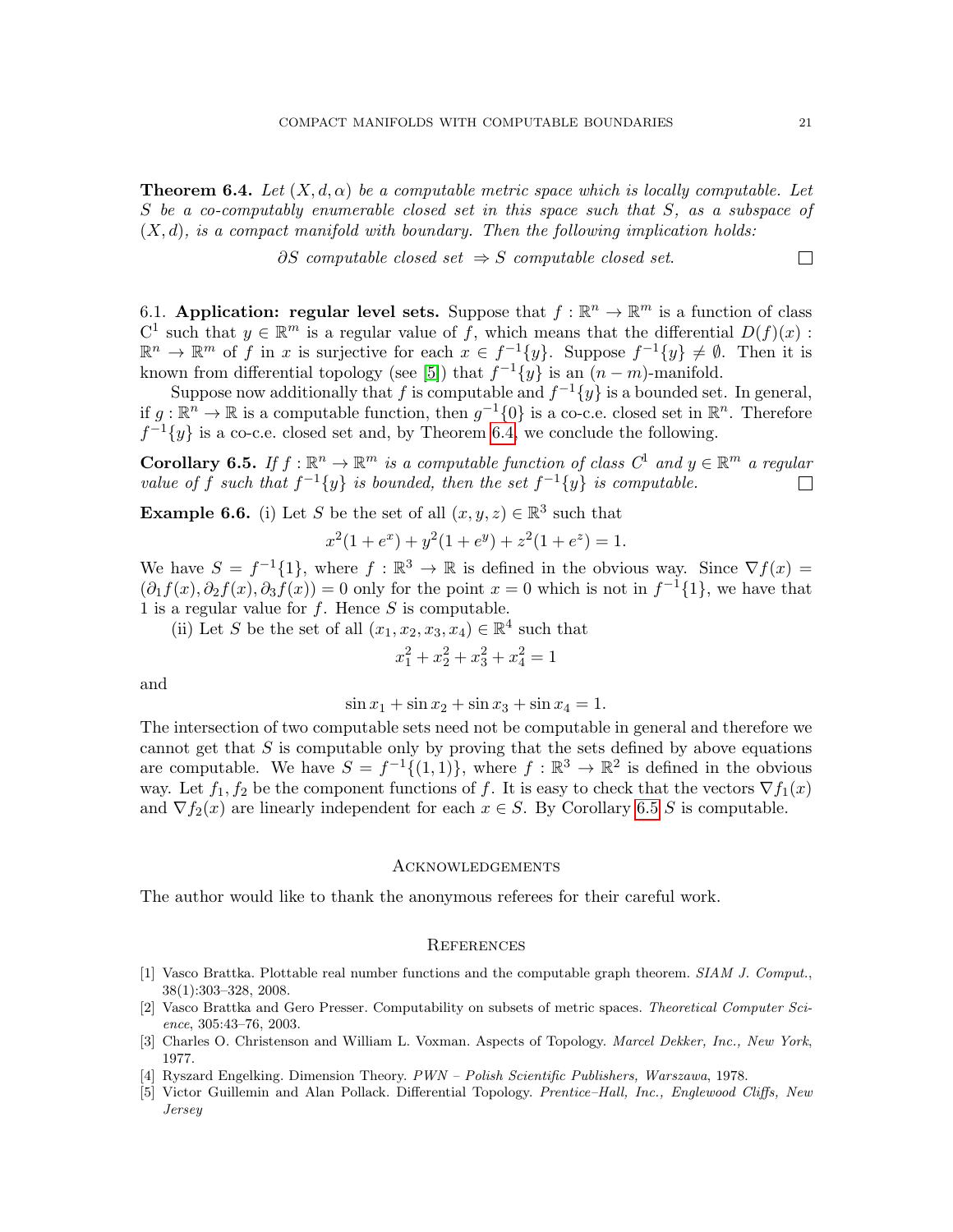**Theorem 6.4.** *Let $(X, d, \alpha)$ be a computable metric space which is locally computable. Let $S$ be a co-computably enumerable closed set in this space such that $S$, as a subspace of $(X, d)$, is a compact manifold with boundary. Then the following implication holds:*

$$\partial S \text{ computable closed set } \Rightarrow S \text{ computable closed set.}$$

□

6.1. **Application: regular level sets.** Suppose that $f : \mathbb{R}^n \to \mathbb{R}^m$ is a function of class $C^1$ such that $y \in \mathbb{R}^m$ is a regular value of $f$, which means that the differential $D(f)(x) : \mathbb{R}^n \to \mathbb{R}^m$ of $f$ in $x$ is surjective for each $x \in f^{-1}\{y\}$. Suppose $f^{-1}\{y\} \neq \emptyset$. Then it is known from differential topology (see [5]) that $f^{-1}\{y\}$ is an $(n-m)$-manifold.

Suppose now additionally that $f$ is computable and $f^{-1}\{y\}$ is a bounded set. In general, if $g : \mathbb{R}^n \to \mathbb{R}$ is a computable function, then $g^{-1}\{0\}$ is a co-c.e. closed set in $\mathbb{R}^n$. Therefore $f^{-1}\{y\}$ is a co-c.e. closed set and, by Theorem 6.4, we conclude the following.

**Corollary 6.5.** *If $f : \mathbb{R}^n \to \mathbb{R}^m$ is a computable function of class $C^1$ and $y \in \mathbb{R}^m$ a regular value of $f$ such that $f^{-1}\{y\}$ is bounded, then the set $f^{-1}\{y\}$ is computable.* □

**Example 6.6.** (i) Let $S$ be the set of all $(x, y, z) \in \mathbb{R}^3$ such that

$$x^2(1 + e^x) + y^2(1 + e^y) + z^2(1 + e^z) = 1.$$

We have $S = f^{-1}\{1\}$, where $f : \mathbb{R}^3 \to \mathbb{R}$ is defined in the obvious way. Since $\nabla f(x) = (\partial_1 f(x), \partial_2 f(x), \partial_3 f(x)) = 0$ only for the point $x = 0$ which is not in $f^{-1}\{1\}$, we have that 1 is a regular value for $f$. Hence $S$ is computable.

(ii) Let $S$ be the set of all $(x_1, x_2, x_3, x_4) \in \mathbb{R}^4$ such that

$$x_1^2 + x_2^2 + x_3^2 + x_4^2 = 1$$

and

$$\sin x_1 + \sin x_2 + \sin x_3 + \sin x_4 = 1.$$

The intersection of two computable sets need not be computable in general and therefore we cannot get that $S$ is computable only by proving that the sets defined by above equations are computable. We have $S = f^{-1}\{(1, 1)\}$, where $f : \mathbb{R}^3 \to \mathbb{R}^2$ is defined in the obvious way. Let $f_1, f_2$ be the component functions of $f$. It is easy to check that the vectors $\nabla f_1(x)$ and $\nabla f_2(x)$ are linearly independent for each $x \in S$. By Corollary 6.5 $S$ is computable.

## Acknowledgements

The author would like to thank the anonymous referees for their careful work.

## References

[1] Vasco Brattka. Plottable real number functions and the computable graph theorem. *SIAM J. Comput.*, 38(1):303–328, 2008.

[2] Vasco Brattka and Gero Presser. Computability on subsets of metric spaces. *Theoretical Computer Science*, 305:43–76, 2003.

[3] Charles O. Christenson and William L. Voxman. Aspects of Topology. *Marcel Dekker, Inc., New York*, 1977.

[4] Ryszard Engelking. Dimension Theory. *PWN – Polish Scientific Publishers, Warszawa*, 1978.

[5] Victor Guillemin and Alan Pollack. Differential Topology. *Prentice–Hall, Inc., Englewood Cliffs, New Jersey*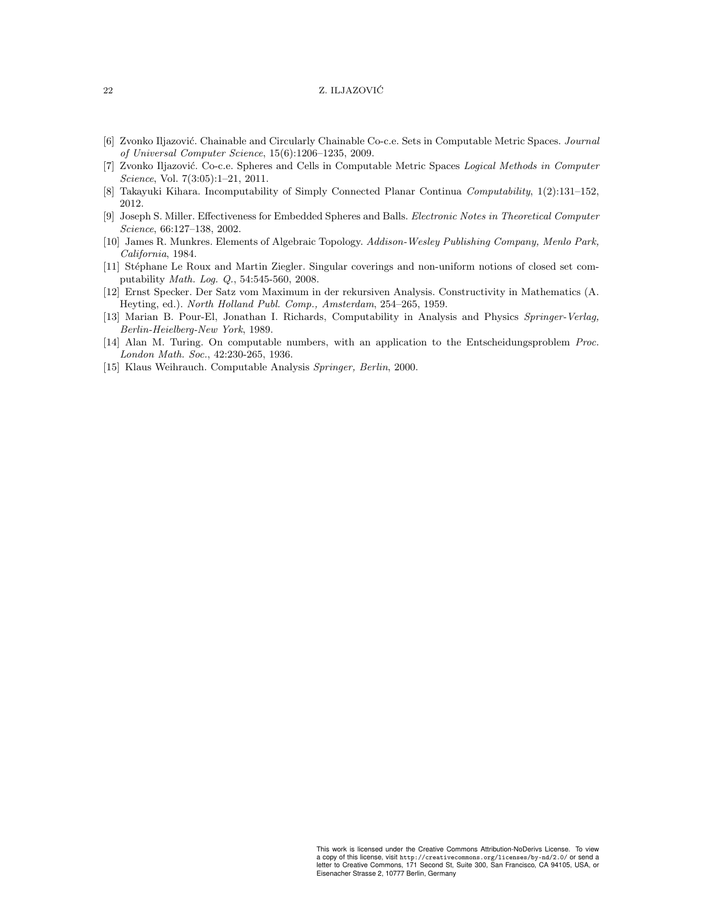[6] Zvonko Iljazović. Chainable and Circularly Chainable Co-c.e. Sets in Computable Metric Spaces. *Journal of Universal Computer Science*, 15(6):1206–1235, 2009.

[7] Zvonko Iljazović. Co-c.e. Spheres and Cells in Computable Metric Spaces *Logical Methods in Computer Science*, Vol. 7(3:05):1–21, 2011.

[8] Takayuki Kihara. Incomputability of Simply Connected Planar Continua *Computability*, 1(2):131–152, 2012.

[9] Joseph S. Miller. Effectiveness for Embedded Spheres and Balls. *Electronic Notes in Theoretical Computer Science*, 66:127–138, 2002.

[10] James R. Munkres. Elements of Algebraic Topology. *Addison-Wesley Publishing Company, Menlo Park, California*, 1984.

[11] Stéphane Le Roux and Martin Ziegler. Singular coverings and non-uniform notions of closed set computability *Math. Log. Q.*, 54:545-560, 2008.

[12] Ernst Specker. Der Satz vom Maximum in der rekursiven Analysis. Constructivity in Mathematics (A. Heyting, ed.). *North Holland Publ. Comp., Amsterdam*, 254–265, 1959.

[13] Marian B. Pour-El, Jonathan I. Richards, Computability in Analysis and Physics *Springer-Verlag, Berlin-Heielberg-New York*, 1989.

[14] Alan M. Turing. On computable numbers, with an application to the Entscheidungsproblem *Proc. London Math. Soc.*, 42:230-265, 1936.

[15] Klaus Weihrauch. Computable Analysis *Springer, Berlin*, 2000.

This work is licensed under the Creative Commons Attribution-NoDerivs License. To view a copy of this license, visit http://creativecommons.org/licenses/by-nd/2.0/ or send a letter to Creative Commons, 171 Second St, Suite 300, San Francisco, CA 94105, USA, or Eisenacher Strasse 2, 10777 Berlin, Germany